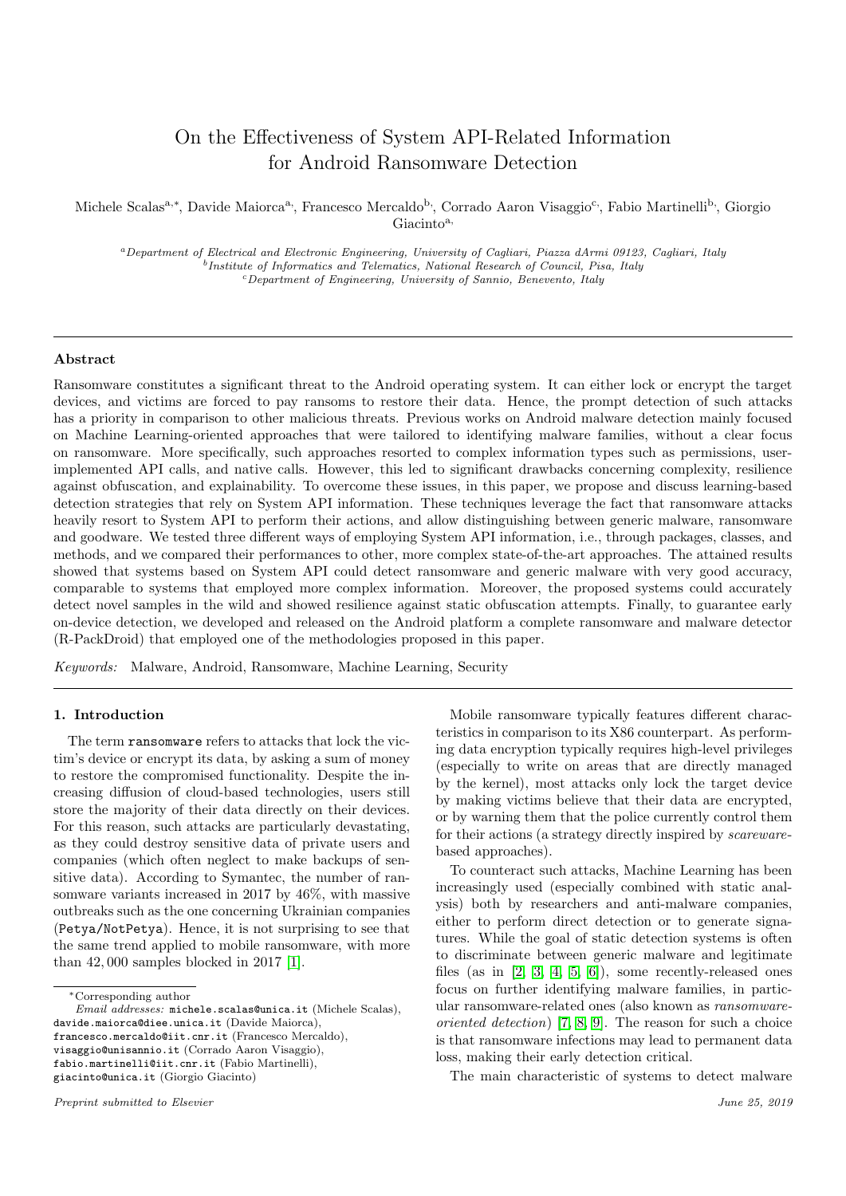# On the Effectiveness of System API-Related Information for Android Ransomware Detection

Michele Scalas[a,*], Davide Maiorca[a], Francesco Mercaldo[b], Corrado Aaron Visaggio[c], Fabio Martinelli[b], Giorgio Giacinto[a]

[a]*Department of Electrical and Electronic Engineering, University of Cagliari, Piazza dArmi 09123, Cagliari, Italy*
[b]*Institute of Informatics and Telematics, National Research of Council, Pisa, Italy*
[c]*Department of Engineering, University of Sannio, Benevento, Italy*

---

## Abstract

Ransomware constitutes a significant threat to the Android operating system. It can either lock or encrypt the target devices, and victims are forced to pay ransoms to restore their data. Hence, the prompt detection of such attacks has a priority in comparison to other malicious threats. Previous works on Android malware detection mainly focused on Machine Learning-oriented approaches that were tailored to identifying malware families, without a clear focus on ransomware. More specifically, such approaches resorted to complex information types such as permissions, user-implemented API calls, and native calls. However, this led to significant drawbacks concerning complexity, resilience against obfuscation, and explainability. To overcome these issues, in this paper, we propose and discuss learning-based detection strategies that rely on System API information. These techniques leverage the fact that ransomware attacks heavily resort to System API to perform their actions, and allow distinguishing between generic malware, ransomware and goodware. We tested three different ways of employing System API information, i.e., through packages, classes, and methods, and we compared their performances to other, more complex state-of-the-art approaches. The attained results showed that systems based on System API could detect ransomware and generic malware with very good accuracy, comparable to systems that employed more complex information. Moreover, the proposed systems could accurately detect novel samples in the wild and showed resilience against static obfuscation attempts. Finally, to guarantee early on-device detection, we developed and released on the Android platform a complete ransomware and malware detector (R-PackDroid) that employed one of the methodologies proposed in this paper.

*Keywords:* Malware, Android, Ransomware, Machine Learning, Security

---

## 1. Introduction

The term `ransomware` refers to attacks that lock the victim's device or encrypt its data, by asking a sum of money to restore the compromised functionality. Despite the increasing diffusion of cloud-based technologies, users still store the majority of their data directly on their devices. For this reason, such attacks are particularly devastating, as they could destroy sensitive data of private users and companies (which often neglect to make backups of sensitive data). According to Symantec, the number of ransomware variants increased in 2017 by 46%, with massive outbreaks such as the one concerning Ukrainian companies (`Petya/NotPetya`). Hence, it is not surprising to see that the same trend applied to mobile ransomware, with more than 42,000 samples blocked in 2017 [1].

Mobile ransomware typically features different characteristics in comparison to its X86 counterpart. As performing data encryption typically requires high-level privileges (especially to write on areas that are directly managed by the kernel), most attacks only lock the target device by making victims believe that their data are encrypted, or by warning them that the police currently control them for their actions (a strategy directly inspired by *scareware*-based approaches).

To counteract such attacks, Machine Learning has been increasingly used (especially combined with static analysis) both by researchers and anti-malware companies, either to perform direct detection or to generate signatures. While the goal of static detection systems is often to discriminate between generic malware and legitimate files (as in [2, 3, 4, 5, 6]), some recently-released ones focus on further identifying malware families, in particular ransomware-related ones (also known as *ransomware-oriented detection*) [7, 8, 9]. The reason for such a choice is that ransomware infections may lead to permanent data loss, making their early detection critical.

The main characteristic of systems to detect malware

---

*Corresponding author
*Email addresses:* `michele.scalas@unica.it` (Michele Scalas), `davide.maiorca@diee.unica.it` (Davide Maiorca), `francesco.mercaldo@iit.cnr.it` (Francesco Mercaldo), `visaggio@unisannio.it` (Corrado Aaron Visaggio), `fabio.martinelli@iit.cnr.it` (Fabio Martinelli), `giacinto@unica.it` (Giorgio Giacinto)

*Preprint submitted to Elsevier* *June 25, 2019*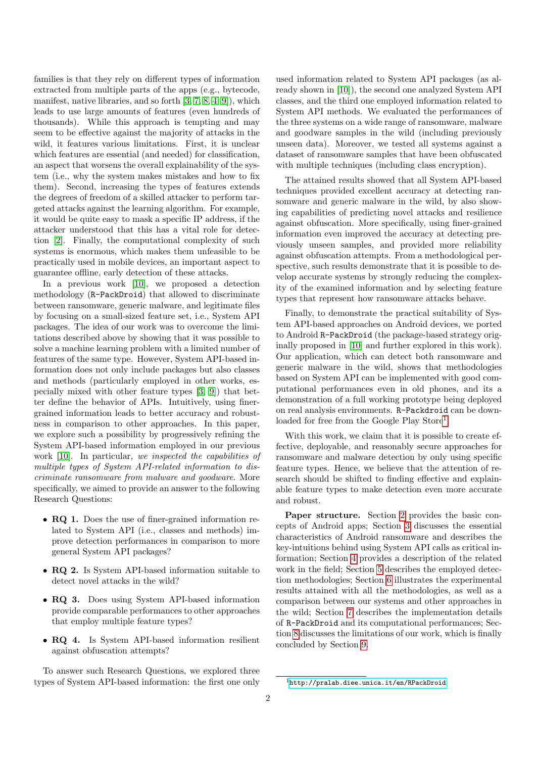families is that they rely on different types of information extracted from multiple parts of the apps (e.g., bytecode, manifest, native libraries, and so forth [3, 7, 8, 4, 9]), which leads to use large amounts of features (even hundreds of thousands). While this approach is tempting and may seem to be effective against the majority of attacks in the wild, it features various limitations. First, it is unclear which features are essential (and needed) for classification, an aspect that worsens the overall explainability of the system (i.e., why the system makes mistakes and how to fix them). Second, increasing the types of features extends the degrees of freedom of a skilled attacker to perform targeted attacks against the learning algorithm. For example, it would be quite easy to mask a specific IP address, if the attacker understood that this has a vital role for detection [2]. Finally, the computational complexity of such systems is enormous, which makes them unfeasible to be practically used in mobile devices, an important aspect to guarantee offline, early detection of these attacks.

In a previous work [10], we proposed a detection methodology (`R-PackDroid`) that allowed to discriminate between ransomware, generic malware, and legitimate files by focusing on a small-sized feature set, i.e., System API packages. The idea of our work was to overcome the limitations described above by showing that it was possible to solve a machine learning problem with a limited number of features of the same type. However, System API-based information does not only include packages but also classes and methods (particularly employed in other works, especially mixed with other feature types [3, 9]) that better define the behavior of APIs. Intuitively, using finer-grained information leads to better accuracy and robustness in comparison to other approaches. In this paper, we explore such a possibility by progressively refining the System API-based information employed in our previous work [10]. In particular, *we inspected the capabilities of multiple types of System API-related information to discriminate ransomware from malware and goodware.* More specifically, we aimed to provide an answer to the following Research Questions:

- **RQ 1.** Does the use of finer-grained information related to System API (i.e., classes and methods) improve detection performances in comparison to more general System API packages?
- **RQ 2.** Is System API-based information suitable to detect novel attacks in the wild?
- **RQ 3.** Does using System API-based information provide comparable performances to other approaches that employ multiple feature types?
- **RQ 4.** Is System API-based information resilient against obfuscation attempts?

To answer such Research Questions, we explored three types of System API-based information: the first one only used information related to System API packages (as already shown in [10]), the second one analyzed System API classes, and the third one employed information related to System API methods. We evaluated the performances of the three systems on a wide range of ransomware, malware and goodware samples in the wild (including previously unseen data). Moreover, we tested all systems against a dataset of ransomware samples that have been obfuscated with multiple techniques (including class encryption).

The attained results showed that all System API-based techniques provided excellent accuracy at detecting ransomware and generic malware in the wild, by also showing capabilities of predicting novel attacks and resilience against obfuscation. More specifically, using finer-grained information even improved the accuracy at detecting previously unseen samples, and provided more reliability against obfuscation attempts. From a methodological perspective, such results demonstrate that it is possible to develop accurate systems by strongly reducing the complexity of the examined information and by selecting feature types that represent how ransomware attacks behave.

Finally, to demonstrate the practical suitability of System API-based approaches on Android devices, we ported to Android `R-PackDroid` (the package-based strategy originally proposed in [10] and further explored in this work). Our application, which can detect both ransomware and generic malware in the wild, shows that methodologies based on System API can be implemented with good computational performances even in old phones, and its a demonstration of a full working prototype being deployed on real analysis environments. `R-Packdroid` can be downloaded for free from the Google Play Store[1].

With this work, we claim that it is possible to create effective, deployable, and reasonably secure approaches for ransomware and malware detection by only using specific feature types. Hence, we believe that the attention of research should be shifted to finding effective and explainable feature types to make detection even more accurate and robust.

**Paper structure.** Section 2 provides the basic concepts of Android apps; Section 3 discusses the essential characteristics of Android ransomware and describes the key-intuitions behind using System API calls as critical information; Section 4 provides a description of the related work in the field; Section 5 describes the employed detection methodologies; Section 6 illustrates the experimental results attained with all the methodologies, as well as a comparison between our systems and other approaches in the wild; Section 7 describes the implementation details of `R-PackDroid` and its computational performances; Section 8 discusses the limitations of our work, which is finally concluded by Section 9.

[1] http://pralab.diee.unica.it/en/RPackDroid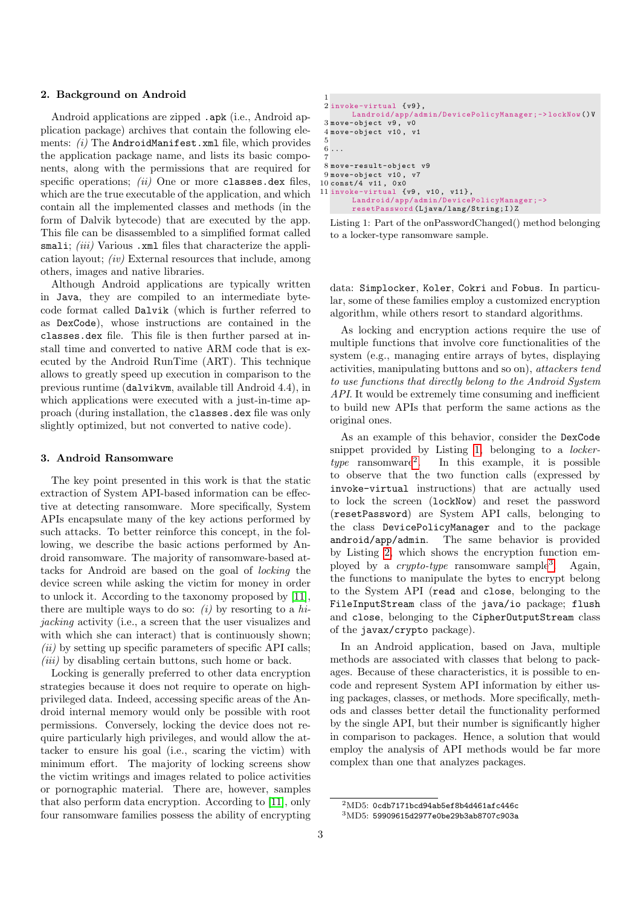## 2. Background on Android

Android applications are zipped `.apk` (i.e., Android application package) archives that contain the following elements: *(i)* The `AndroidManifest.xml` file, which provides the application package name, and lists its basic components, along with the permissions that are required for specific operations; *(ii)* One or more `classes.dex` files, which are the true executable of the application, and which contain all the implemented classes and methods (in the form of Dalvik bytecode) that are executed by the app. This file can be disassembled to a simplified format called `smali`; *(iii)* Various `.xml` files that characterize the application layout; *(iv)* External resources that include, among others, images and native libraries.

Although Android applications are typically written in `Java`, they are compiled to an intermediate bytecode format called `Dalvik` (which is further referred to as `DexCode`), whose instructions are contained in the `classes.dex` file. This file is then further parsed at install time and converted to native ARM code that is executed by the Android RunTime (ART). This technique allows to greatly speed up execution in comparison to the previous runtime (`dalvikvm`, available till Android 4.4), in which applications were executed with a just-in-time approach (during installation, the `classes.dex` file was only slightly optimized, but not converted to native code).

## 3. Android Ransomware

The key point presented in this work is that the static extraction of System API-based information can be effective at detecting ransomware. More specifically, System APIs encapsulate many of the key actions performed by such attacks. To better reinforce this concept, in the following, we describe the basic actions performed by Android ransomware. The majority of ransomware-based attacks for Android are based on the goal of *locking* the device screen while asking the victim for money in order to unlock it. According to the taxonomy proposed by [11], there are multiple ways to do so: *(i)* by resorting to a *hijacking* activity (i.e., a screen that the user visualizes and with which she can interact) that is continuously shown; *(ii)* by setting up specific parameters of specific API calls; *(iii)* by disabling certain buttons, such home or back.

Locking is generally preferred to other data encryption strategies because it does not require to operate on high-privileged data. Indeed, accessing specific areas of the Android internal memory would only be possible with root permissions. Conversely, locking the device does not require particularly high privileges, and would allow the attacker to ensure his goal (i.e., scaring the victim) with minimum effort. The majority of locking screens show the victim writings and images related to police activities or pornographic material. There are, however, samples that also perform data encryption. According to [11], only four ransomware families possess the ability of encrypting data: `Simplocker`, `Koler`, `Cokri` and `Fobus`. In particular, some of these families employ a customized encryption algorithm, while others resort to standard algorithms.

```
1
2 invoke-virtual {v9},
      Landroid/app/admin/DevicePolicyManager;->lockNow()V
3 move-object v9, v0
4 move-object v10, v1
5
6 ...
7
8 move-result-object v9
9 move-object v10, v7
10 const/4 v11, 0x0
11 invoke-virtual {v9, v10, v11},
      Landroid/app/admin/DevicePolicyManager;->
      resetPassword(Ljava/lang/String;I)Z
```

Listing 1: Part of the onPasswordChanged() method belonging to a locker-type ransomware sample.

As locking and encryption actions require the use of multiple functions that involve core functionalities of the system (e.g., managing entire arrays of bytes, displaying activities, manipulating buttons and so on), *attackers tend to use functions that directly belong to the Android System API*. It would be extremely time consuming and inefficient to build new APIs that perform the same actions as the original ones.

As an example of this behavior, consider the `DexCode` snippet provided by Listing 1, belonging to a *locker-type* ransomware[2]. In this example, it is possible to observe that the two function calls (expressed by `invoke-virtual` instructions) that are actually used to lock the screen (`lockNow`) and reset the password (`resetPassword`) are System API calls, belonging to the class `DevicePolicyManager` and to the package `android/app/admin`. The same behavior is provided by Listing 2, which shows the encryption function employed by a *crypto-type* ransomware sample[3]. Again, the functions to manipulate the bytes to encrypt belong to the System API (`read` and `close`, belonging to the `FileInputStream` class of the `java/io` package; `flush` and `close`, belonging to the `CipherOutputStream` class of the `javax/crypto` package).

In an Android application, based on Java, multiple methods are associated with classes that belong to packages. Because of these characteristics, it is possible to encode and represent System API information by either using packages, classes, or methods. More specifically, methods and classes better detail the functionality performed by the single API, but their number is significantly higher in comparison to packages. Hence, a solution that would employ the analysis of API methods would be far more complex than one that analyzes packages.

[2] MD5: `0cdb7171bcd94ab5ef8b4d461afc446c`

[3] MD5: `59909615d2977e0be29b3ab8707c903a`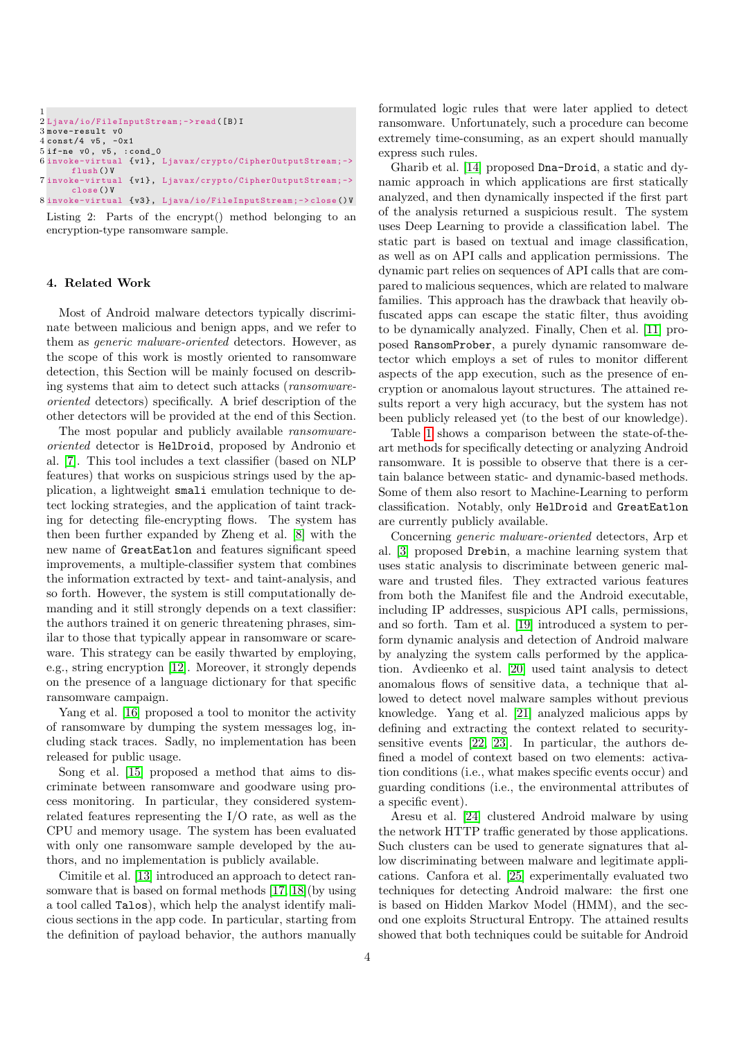```
1
2 Ljava/io/FileInputStream;->read([B)I
3 move-result v0
4 const/4 v5, -0x1
5 if-ne v0, v5, :cond_0
6 invoke-virtual {v1}, Ljavax/crypto/CipherOutputStream;->
      flush()V
7 invoke-virtual {v1}, Ljavax/crypto/CipherOutputStream;->
      close()V
8 invoke-virtual {v3}, Ljava/io/FileInputStream;->close()V
```

Listing 2: Parts of the encrypt() method belonging to an encryption-type ransomware sample.

## 4. Related Work

Most of Android malware detectors typically discriminate between malicious and benign apps, and we refer to them as *generic malware-oriented* detectors. However, as the scope of this work is mostly oriented to ransomware detection, this Section will be mainly focused on describing systems that aim to detect such attacks (*ransomware-oriented* detectors) specifically. A brief description of the other detectors will be provided at the end of this Section.

The most popular and publicly available *ransomware-oriented* detector is `HelDroid`, proposed by Andronio et al. [7]. This tool includes a text classifier (based on NLP features) that works on suspicious strings used by the application, a lightweight `smali` emulation technique to detect locking strategies, and the application of taint tracking for detecting file-encrypting flows. The system has then been further expanded by Zheng et al. [8] with the new name of `GreatEatlon` and features significant speed improvements, a multiple-classifier system that combines the information extracted by text- and taint-analysis, and so forth. However, the system is still computationally demanding and it still strongly depends on a text classifier: the authors trained it on generic threatening phrases, similar to those that typically appear in ransomware or scareware. This strategy can be easily thwarted by employing, e.g., string encryption [12]. Moreover, it strongly depends on the presence of a language dictionary for that specific ransomware campaign.

Yang et al. [16] proposed a tool to monitor the activity of ransomware by dumping the system messages log, including stack traces. Sadly, no implementation has been released for public usage.

Song et al. [15] proposed a method that aims to discriminate between ransomware and goodware using process monitoring. In particular, they considered system-related features representing the I/O rate, as well as the CPU and memory usage. The system has been evaluated with only one ransomware sample developed by the authors, and no implementation is publicly available.

Cimitile et al. [13] introduced an approach to detect ransomware that is based on formal methods [17, 18](by using a tool called `Talos`), which help the analyst identify malicious sections in the app code. In particular, starting from the definition of payload behavior, the authors manually formulated logic rules that were later applied to detect ransomware. Unfortunately, such a procedure can become extremely time-consuming, as an expert should manually express such rules.

Gharib et al. [14] proposed `Dna-Droid`, a static and dynamic approach in which applications are first statically analyzed, and then dynamically inspected if the first part of the analysis returned a suspicious result. The system uses Deep Learning to provide a classification label. The static part is based on textual and image classification, as well as on API calls and application permissions. The dynamic part relies on sequences of API calls that are compared to malicious sequences, which are related to malware families. This approach has the drawback that heavily obfuscated apps can escape the static filter, thus avoiding to be dynamically analyzed. Finally, Chen et al. [11] proposed `RansomProber`, a purely dynamic ransomware detector which employs a set of rules to monitor different aspects of the app execution, such as the presence of encryption or anomalous layout structures. The attained results report a very high accuracy, but the system has not been publicly released yet (to the best of our knowledge).

Table 1 shows a comparison between the state-of-the-art methods for specifically detecting or analyzing Android ransomware. It is possible to observe that there is a certain balance between static- and dynamic-based methods. Some of them also resort to Machine-Learning to perform classification. Notably, only `HelDroid` and `GreatEatlon` are currently publicly available.

Concerning *generic malware-oriented* detectors, Arp et al. [3] proposed `Drebin`, a machine learning system that uses static analysis to discriminate between generic malware and trusted files. They extracted various features from both the Manifest file and the Android executable, including IP addresses, suspicious API calls, permissions, and so forth. Tam et al. [19] introduced a system to perform dynamic analysis and detection of Android malware by analyzing the system calls performed by the application. Avdieenko et al. [20] used taint analysis to detect anomalous flows of sensitive data, a technique that allowed to detect novel malware samples without previous knowledge. Yang et al. [21] analyzed malicious apps by defining and extracting the context related to security-sensitive events [22, 23]. In particular, the authors defined a model of context based on two elements: activation conditions (i.e., what makes specific events occur) and guarding conditions (i.e., the environmental attributes of a specific event).

Aresu et al. [24] clustered Android malware by using the network HTTP traffic generated by those applications. Such clusters can be used to generate signatures that allow discriminating between malware and legitimate applications. Canfora et al. [25] experimentally evaluated two techniques for detecting Android malware: the first one is based on Hidden Markov Model (HMM), and the second one exploits Structural Entropy. The attained results showed that both techniques could be suitable for Android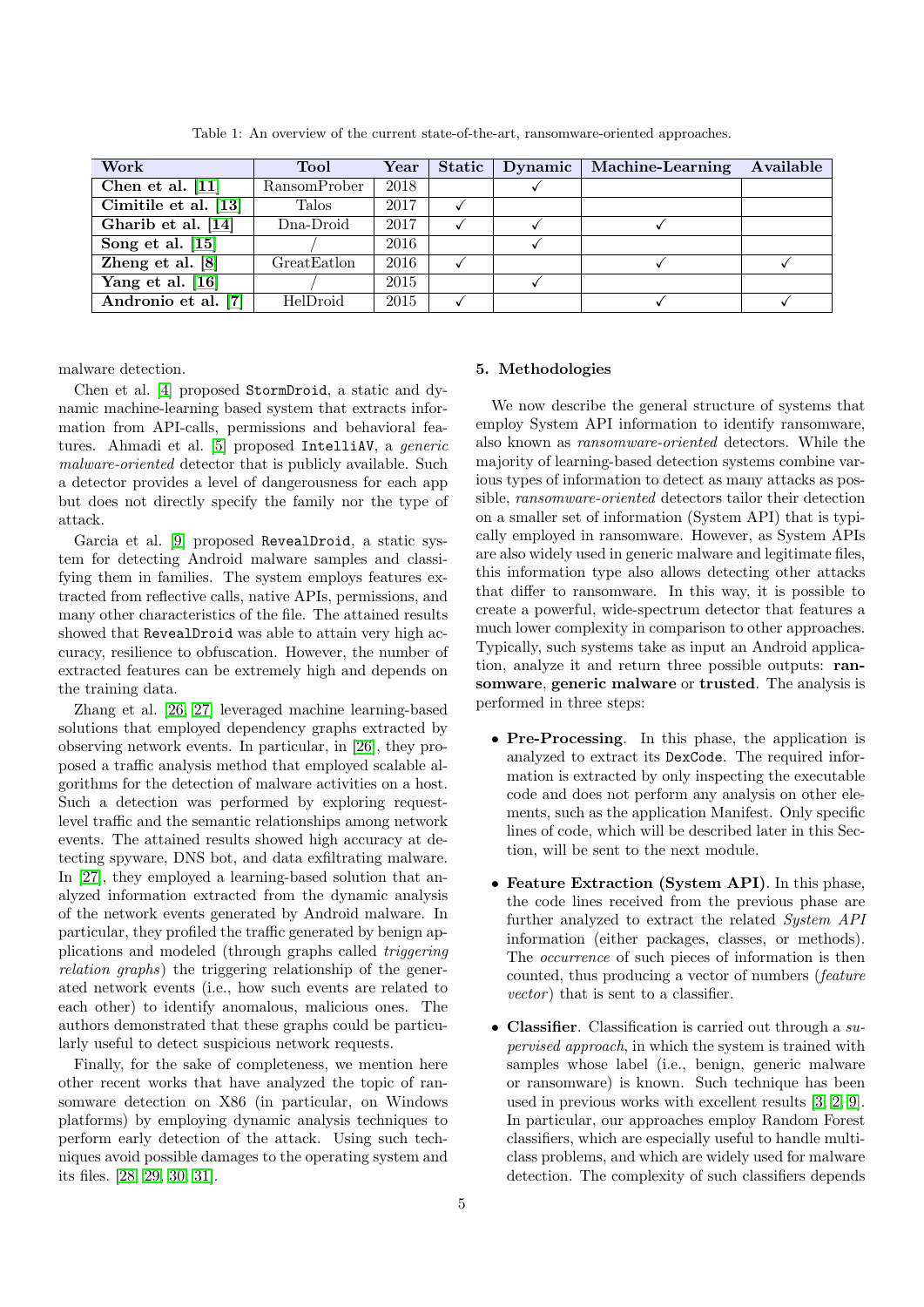Table 1: An overview of the current state-of-the-art, ransomware-oriented approaches.

| Work | Tool | Year | Static | Dynamic | Machine-Learning | Available |
|---|---|---|---|---|---|---|
| **Chen et al. [11]** | RansomProber | 2018 | | ✓ | | |
| **Cimitile et al. [13]** | Talos | 2017 | ✓ | | | |
| **Gharib et al. [14]** | Dna-Droid | 2017 | ✓ | ✓ | ✓ | |
| **Song et al. [15]** | / | 2016 | | ✓ | | |
| **Zheng et al. [8]** | GreatEatlon | 2016 | ✓ | | ✓ | ✓ |
| **Yang et al. [16]** | / | 2015 | | ✓ | | |
| **Andronio et al. [7]** | HelDroid | 2015 | ✓ | | ✓ | ✓ |

malware detection.

Chen et al. [4] proposed `StormDroid`, a static and dynamic machine-learning based system that extracts information from API-calls, permissions and behavioral features. Ahmadi et al. [5] proposed `IntelliAV`, a *generic malware-oriented* detector that is publicly available. Such a detector provides a level of dangerousness for each app but does not directly specify the family nor the type of attack.

Garcia et al. [9] proposed `RevealDroid`, a static system for detecting Android malware samples and classifying them in families. The system employs features extracted from reflective calls, native APIs, permissions, and many other characteristics of the file. The attained results showed that `RevealDroid` was able to attain very high accuracy, resilience to obfuscation. However, the number of extracted features can be extremely high and depends on the training data.

Zhang et al. [26, 27] leveraged machine learning-based solutions that employed dependency graphs extracted by observing network events. In particular, in [26], they proposed a traffic analysis method that employed scalable algorithms for the detection of malware activities on a host. Such a detection was performed by exploring request-level traffic and the semantic relationships among network events. The attained results showed high accuracy at detecting spyware, DNS bot, and data exfiltrating malware. In [27], they employed a learning-based solution that analyzed information extracted from the dynamic analysis of the network events generated by Android malware. In particular, they profiled the traffic generated by benign applications and modeled (through graphs called *triggering relation graphs*) the triggering relationship of the generated network events (i.e., how such events are related to each other) to identify anomalous, malicious ones. The authors demonstrated that these graphs could be particularly useful to detect suspicious network requests.

Finally, for the sake of completeness, we mention here other recent works that have analyzed the topic of ransomware detection on X86 (in particular, on Windows platforms) by employing dynamic analysis techniques to perform early detection of the attack. Using such techniques avoid possible damages to the operating system and its files. [28, 29, 30, 31].

## 5. Methodologies

We now describe the general structure of systems that employ System API information to identify ransomware, also known as *ransomware-oriented* detectors. While the majority of learning-based detection systems combine various types of information to detect as many attacks as possible, *ransomware-oriented* detectors tailor their detection on a smaller set of information (System API) that is typically employed in ransomware. However, as System APIs are also widely used in generic malware and legitimate files, this information type also allows detecting other attacks that differ to ransomware. In this way, it is possible to create a powerful, wide-spectrum detector that features a much lower complexity in comparison to other approaches. Typically, such systems take as input an Android application, analyze it and return three possible outputs: **ransomware**, **generic malware** or **trusted**. The analysis is performed in three steps:

- **Pre-Processing**. In this phase, the application is analyzed to extract its `DexCode`. The required information is extracted by only inspecting the executable code and does not perform any analysis on other elements, such as the application Manifest. Only specific lines of code, which will be described later in this Section, will be sent to the next module.
- **Feature Extraction (System API)**. In this phase, the code lines received from the previous phase are further analyzed to extract the related *System API* information (either packages, classes, or methods). The *occurrence* of such pieces of information is then counted, thus producing a vector of numbers (*feature vector*) that is sent to a classifier.
- **Classifier**. Classification is carried out through a *supervised approach*, in which the system is trained with samples whose label (i.e., benign, generic malware or ransomware) is known. Such technique has been used in previous works with excellent results [3, 2, 9]. In particular, our approaches employ Random Forest classifiers, which are especially useful to handle multi-class problems, and which are widely used for malware detection. The complexity of such classifiers depends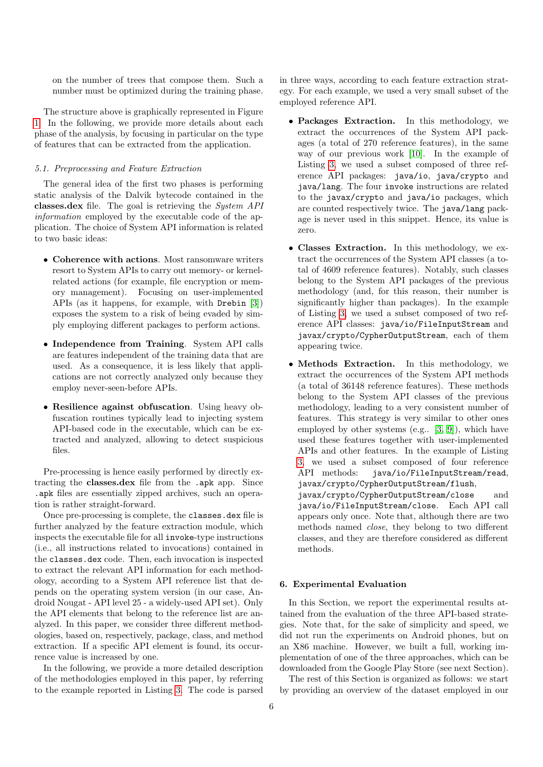on the number of trees that compose them. Such a number must be optimized during the training phase.

The structure above is graphically represented in Figure 1. In the following, we provide more details about each phase of the analysis, by focusing in particular on the type of features that can be extracted from the application.

### 5.1. Preprocessing and Feature Extraction

The general idea of the first two phases is performing static analysis of the Dalvik bytecode contained in the **classes.dex** file. The goal is retrieving the *System API information* employed by the executable code of the application. The choice of System API information is related to two basic ideas:

- **Coherence with actions**. Most ransomware writers resort to System APIs to carry out memory- or kernel-related actions (for example, file encryption or memory management). Focusing on user-implemented APIs (as it happens, for example, with `Drebin` [3]) exposes the system to a risk of being evaded by simply employing different packages to perform actions.
- **Independence from Training**. System API calls are features independent of the training data that are used. As a consequence, it is less likely that applications are not correctly analyzed only because they employ never-seen-before APIs.
- **Resilience against obfuscation**. Using heavy obfuscation routines typically lead to injecting system API-based code in the executable, which can be extracted and analyzed, allowing to detect suspicious files.

Pre-processing is hence easily performed by directly extracting the **classes.dex** file from the `.apk` app. Since `.apk` files are essentially zipped archives, such an operation is rather straight-forward.

Once pre-processing is complete, the `classes.dex` file is further analyzed by the feature extraction module, which inspects the executable file for all `invoke`-type instructions (i.e., all instructions related to invocations) contained in the `classes.dex` code. Then, each invocation is inspected to extract the relevant API information for each methodology, according to a System API reference list that depends on the operating system version (in our case, Android Nougat - API level 25 - a widely-used API set). Only the API elements that belong to the reference list are analyzed. In this paper, we consider three different methodologies, based on, respectively, package, class, and method extraction. If a specific API element is found, its occurrence value is increased by one.

In the following, we provide a more detailed description of the methodologies employed in this paper, by referring to the example reported in Listing 3. The code is parsed in three ways, according to each feature extraction strategy. For each example, we used a very small subset of the employed reference API.

- **Packages Extraction.** In this methodology, we extract the occurrences of the System API packages (a total of 270 reference features), in the same way of our previous work [10]. In the example of Listing 3, we used a subset composed of three reference API packages: `java/io`, `java/crypto` and `java/lang`. The four `invoke` instructions are related to the `javax/crypto` and `java/io` packages, which are counted respectively twice. The `java/lang` package is never used in this snippet. Hence, its value is zero.
- **Classes Extraction.** In this methodology, we extract the occurrences of the System API classes (a total of 4609 reference features). Notably, such classes belong to the System API packages of the previous methodology (and, for this reason, their number is significantly higher than packages). In the example of Listing 3, we used a subset composed of two reference API classes: `java/io/FileInputStream` and `javax/crypto/CypherOutputStream`, each of them appearing twice.
- **Methods Extraction.** In this methodology, we extract the occurrences of the System API methods (a total of 36148 reference features). These methods belong to the System API classes of the previous methodology, leading to a very consistent number of features. This strategy is very similar to other ones employed by other systems (e.g.. [3, 9]), which have used these features together with user-implemented APIs and other features. In the example of Listing 3, we used a subset composed of four reference API methods: `java/io/FileInputStream/read`, `javax/crypto/CypherOutputStream/flush`, `javax/crypto/CypherOutputStream/close` and `java/io/FileInputStream/close`. Each API call appears only once. Note that, although there are two methods named *close*, they belong to two different classes, and they are therefore considered as different methods.

## 6. Experimental Evaluation

In this Section, we report the experimental results attained from the evaluation of the three API-based strategies. Note that, for the sake of simplicity and speed, we did not run the experiments on Android phones, but on an X86 machine. However, we built a full, working implementation of one of the three approaches, which can be downloaded from the Google Play Store (see next Section).

The rest of this Section is organized as follows: we start by providing an overview of the dataset employed in our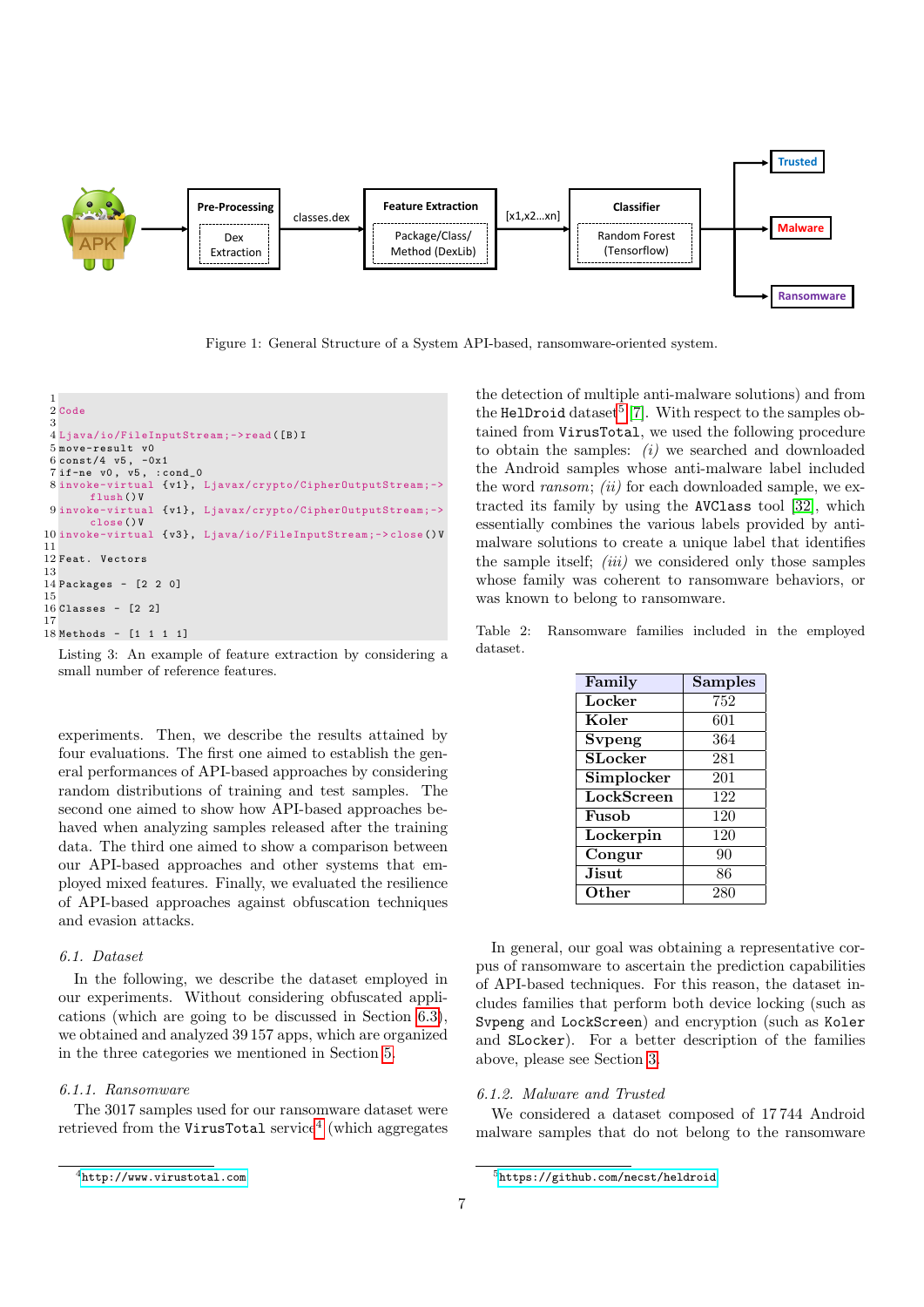Trusted

Malware

Ransomware

Pre-Processing

Dex Extraction

classes.dex

Feature Extraction

Package/Class/ Method (DexLib)

[x1,x2...xn]

Classifier

Random Forest (Tensorflow)

Figure 1: General Structure of a System API-based, ransomware-oriented system.

```
1
2 Code
3
4 Ljava/io/FileInputStream;->read([B)I
5 move-result v0
6 const/4 v5, -0x1
7 if-ne v0, v5, :cond_0
8 invoke-virtual {v1}, Ljavax/crypto/CipherOutputStream;->
     flush()V
9 invoke-virtual {v1}, Ljavax/crypto/CipherOutputStream;->
     close()V
10 invoke-virtual {v3}, Ljava/io/FileInputStream;->close()V
11
12 Feat. Vectors
13
14 Packages - [2 2 0]
15
16 Classes - [2 2]
17
18 Methods - [1 1 1 1]
```

Listing 3: An example of feature extraction by considering a small number of reference features.

experiments. Then, we describe the results attained by four evaluations. The first one aimed to establish the general performances of API-based approaches by considering random distributions of training and test samples. The second one aimed to show how API-based approaches behaved when analyzing samples released after the training data. The third one aimed to show a comparison between our API-based approaches and other systems that employed mixed features. Finally, we evaluated the resilience of API-based approaches against obfuscation techniques and evasion attacks.

### 6.1. Dataset

In the following, we describe the dataset employed in our experiments. Without considering obfuscated applications (which are going to be discussed in Section 6.3), we obtained and analyzed 39 157 apps, which are organized in the three categories we mentioned in Section 5.

#### 6.1.1. Ransomware

The 3017 samples used for our ransomware dataset were retrieved from the VirusTotal service[4] (which aggregates the detection of multiple anti-malware solutions) and from the HelDroid dataset[5] [7]. With respect to the samples obtained from VirusTotal, we used the following procedure to obtain the samples: *(i)* we searched and downloaded the Android samples whose anti-malware label included the word *ransom*; *(ii)* for each downloaded sample, we extracted its family by using the AVClass tool [32], which essentially combines the various labels provided by anti-malware solutions to create a unique label that identifies the sample itself; *(iii)* we considered only those samples whose family was coherent to ransomware behaviors, or was known to belong to ransomware.

Table 2: Ransomware families included in the employed dataset.

| Family | Samples |
|---|---|
| Locker | 752 |
| Koler | 601 |
| Svpeng | 364 |
| SLocker | 281 |
| Simplocker | 201 |
| LockScreen | 122 |
| Fusob | 120 |
| Lockerpin | 120 |
| Congur | 90 |
| Jisut | 86 |
| Other | 280 |

In general, our goal was obtaining a representative corpus of ransomware to ascertain the prediction capabilities of API-based techniques. For this reason, the dataset includes families that perform both device locking (such as Svpeng and LockScreen) and encryption (such as Koler and SLocker). For a better description of the families above, please see Section 3.

#### 6.1.2. Malware and Trusted

We considered a dataset composed of 17 744 Android malware samples that do not belong to the ransomware

[4] http://www.virustotal.com

[5] https://github.com/necst/heldroid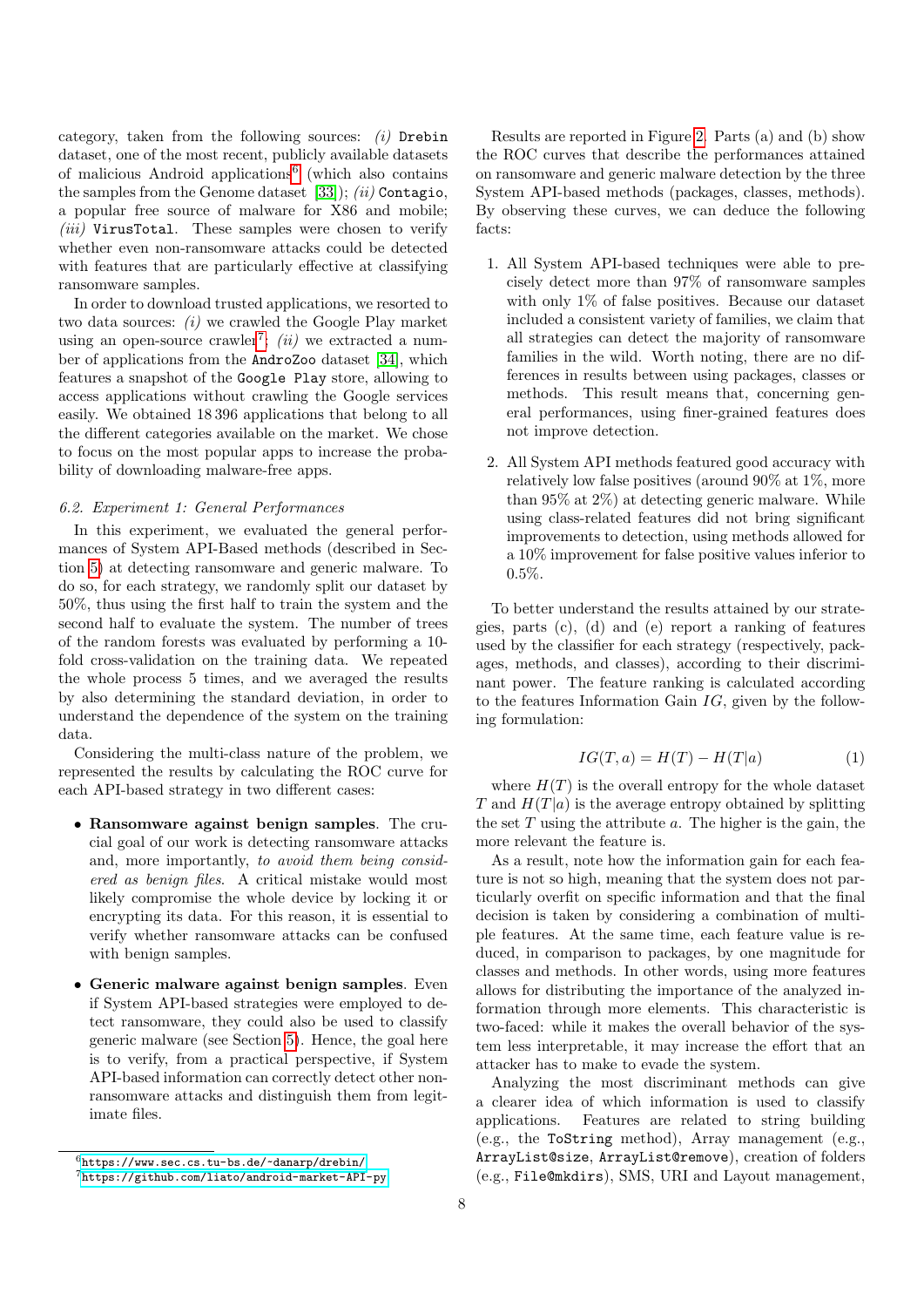category, taken from the following sources: *(i)* Drebin dataset, one of the most recent, publicly available datasets of malicious Android applications[6] (which also contains the samples from the Genome dataset [33]); *(ii)* Contagio, a popular free source of malware for X86 and mobile; *(iii)* VirusTotal. These samples were chosen to verify whether even non-ransomware attacks could be detected with features that are particularly effective at classifying ransomware samples.

In order to download trusted applications, we resorted to two data sources: *(i)* we crawled the Google Play market using an open-source crawler[7]; *(ii)* we extracted a number of applications from the AndroZoo dataset [34], which features a snapshot of the Google Play store, allowing to access applications without crawling the Google services easily. We obtained 18 396 applications that belong to all the different categories available on the market. We chose to focus on the most popular apps to increase the probability of downloading malware-free apps.

### *6.2. Experiment 1: General Performances*

In this experiment, we evaluated the general performances of System API-Based methods (described in Section 5) at detecting ransomware and generic malware. To do so, for each strategy, we randomly split our dataset by 50%, thus using the first half to train the system and the second half to evaluate the system. The number of trees of the random forests was evaluated by performing a 10-fold cross-validation on the training data. We repeated the whole process 5 times, and we averaged the results by also determining the standard deviation, in order to understand the dependence of the system on the training data.

Considering the multi-class nature of the problem, we represented the results by calculating the ROC curve for each API-based strategy in two different cases:

- **Ransomware against benign samples**. The crucial goal of our work is detecting ransomware attacks and, more importantly, *to avoid them being considered as benign files*. A critical mistake would most likely compromise the whole device by locking it or encrypting its data. For this reason, it is essential to verify whether ransomware attacks can be confused with benign samples.
- **Generic malware against benign samples**. Even if System API-based strategies were employed to detect ransomware, they could also be used to classify generic malware (see Section 5). Hence, the goal here is to verify, from a practical perspective, if System API-based information can correctly detect other non-ransomware attacks and distinguish them from legitimate files.

[6] https://www.sec.cs.tu-bs.de/~danarp/drebin/

[7] https://github.com/liato/android-market-API-py

Results are reported in Figure 2. Parts (a) and (b) show the ROC curves that describe the performances attained on ransomware and generic malware detection by the three System API-based methods (packages, classes, methods). By observing these curves, we can deduce the following facts:

1. All System API-based techniques were able to precisely detect more than 97% of ransomware samples with only 1% of false positives. Because our dataset included a consistent variety of families, we claim that all strategies can detect the majority of ransomware families in the wild. Worth noting, there are no differences in results between using packages, classes or methods. This result means that, concerning general performances, using finer-grained features does not improve detection.
2. All System API methods featured good accuracy with relatively low false positives (around 90% at 1%, more than 95% at 2%) at detecting generic malware. While using class-related features did not bring significant improvements to detection, using methods allowed for a 10% improvement for false positive values inferior to 0.5%.

To better understand the results attained by our strategies, parts (c), (d) and (e) report a ranking of features used by the classifier for each strategy (respectively, packages, methods, and classes), according to their discriminant power. The feature ranking is calculated according to the features Information Gain $IG$, given by the following formulation:

$$IG(T, a) = H(T) - H(T|a) \tag{1}$$

where $H(T)$ is the overall entropy for the whole dataset $T$ and $H(T|a)$ is the average entropy obtained by splitting the set $T$ using the attribute $a$. The higher is the gain, the more relevant the feature is.

As a result, note how the information gain for each feature is not so high, meaning that the system does not particularly overfit on specific information and that the final decision is taken by considering a combination of multiple features. At the same time, each feature value is reduced, in comparison to packages, by one magnitude for classes and methods. In other words, using more features allows for distributing the importance of the analyzed information through more elements. This characteristic is two-faced: while it makes the overall behavior of the system less interpretable, it may increase the effort that an attacker has to make to evade the system.

Analyzing the most discriminant methods can give a clearer idea of which information is used to classify applications. Features are related to string building (e.g., the ToString method), Array management (e.g., ArrayList@size, ArrayList@remove), creation of folders (e.g., File@mkdirs), SMS, URI and Layout management,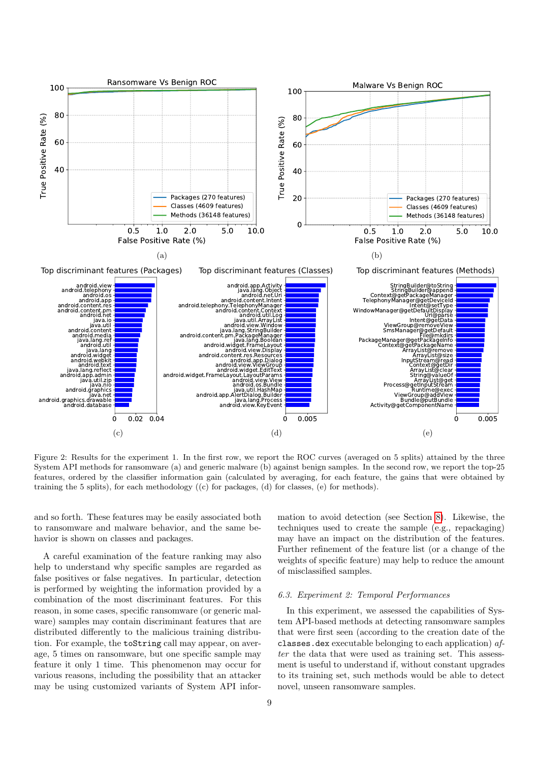Figure 2: Results for the experiment 1. In the first row, we report the ROC curves (averaged on 5 splits) attained by the three System API methods for ransomware (a) and generic malware (b) against benign samples. In the second row, we report the top-25 features, ordered by the classifier information gain (calculated by averaging, for each feature, the gains that were obtained by training the 5 splits), for each methodology ((c) for packages, (d) for classes, (e) for methods).

and so forth. These features may be easily associated both to ransomware and malware behavior, and the same behavior is shown on classes and packages.

A careful examination of the feature ranking may also help to understand why specific samples are regarded as false positives or false negatives. In particular, detection is performed by weighting the information provided by a combination of the most discriminant features. For this reason, in some cases, specific ransomware (or generic malware) samples may contain discriminant features that are distributed differently to the malicious training distribution. For example, the `toString` call may appear, on average, 5 times on ransomware, but one specific sample may feature it only 1 time. This phenomenon may occur for various reasons, including the possibility that an attacker may be using customized variants of System API information to avoid detection (see Section 8). Likewise, the techniques used to create the sample (e.g., repackaging) may have an impact on the distribution of the features. Further refinement of the feature list (or a change of the weights of specific feature) may help to reduce the amount of misclassified samples.

### 6.3. Experiment 2: Temporal Performances

In this experiment, we assessed the capabilities of System API-based methods at detecting ransomware samples that were first seen (according to the creation date of the `classes.dex` executable belonging to each application) *after* the data that were used as training set. This assessment is useful to understand if, without constant upgrades to its training set, such methods would be able to detect novel, unseen ransomware samples.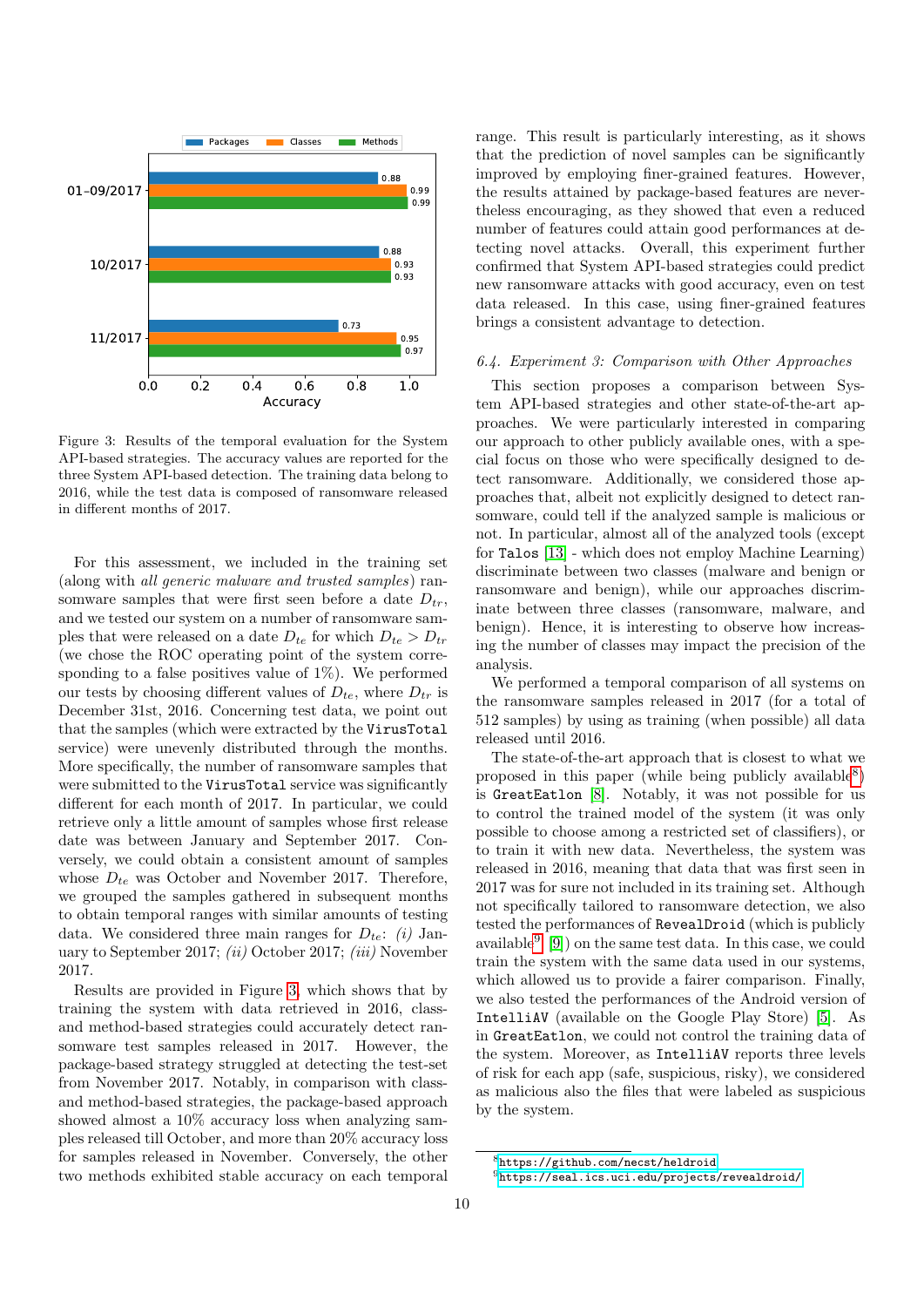Figure 3: Results of the temporal evaluation for the System API-based strategies. The accuracy values are reported for the three System API-based detection. The training data belong to 2016, while the test data is composed of ransomware released in different months of 2017.

For this assessment, we included in the training set (along with *all generic malware and trusted samples*) ransomware samples that were first seen before a date $D_{tr}$, and we tested our system on a number of ransomware samples that were released on a date $D_{te}$ for which $D_{te} > D_{tr}$ (we chose the ROC operating point of the system corresponding to a false positives value of 1%). We performed our tests by choosing different values of $D_{te}$, where $D_{tr}$ is December 31st, 2016. Concerning test data, we point out that the samples (which were extracted by the `VirusTotal` service) were unevenly distributed through the months. More specifically, the number of ransomware samples that were submitted to the `VirusTotal` service was significantly different for each month of 2017. In particular, we could retrieve only a little amount of samples whose first release date was between January and September 2017. Conversely, we could obtain a consistent amount of samples whose $D_{te}$ was October and November 2017. Therefore, we grouped the samples gathered in subsequent months to obtain temporal ranges with similar amounts of testing data. We considered three main ranges for $D_{te}$: *(i)* January to September 2017; *(ii)* October 2017; *(iii)* November 2017.

Results are provided in Figure 3, which shows that by training the system with data retrieved in 2016, class- and method-based strategies could accurately detect ransomware test samples released in 2017. However, the package-based strategy struggled at detecting the test-set from November 2017. Notably, in comparison with class- and method-based strategies, the package-based approach showed almost a 10% accuracy loss when analyzing samples released till October, and more than 20% accuracy loss for samples released in November. Conversely, the other two methods exhibited stable accuracy on each temporal range. This result is particularly interesting, as it shows that the prediction of novel samples can be significantly improved by employing finer-grained features. However, the results attained by package-based features are nevertheless encouraging, as they showed that even a reduced number of features could attain good performances at detecting novel attacks. Overall, this experiment further confirmed that System API-based strategies could predict new ransomware attacks with good accuracy, even on test data released. In this case, using finer-grained features brings a consistent advantage to detection.

### 6.4. Experiment 3: Comparison with Other Approaches

This section proposes a comparison between System API-based strategies and other state-of-the-art approaches. We were particularly interested in comparing our approach to other publicly available ones, with a special focus on those who were specifically designed to detect ransomware. Additionally, we considered those approaches that, albeit not explicitly designed to detect ransomware, could tell if the analyzed sample is malicious or not. In particular, almost all of the analyzed tools (except for `Talos` [13] - which does not employ Machine Learning) discriminate between two classes (malware and benign or ransomware and benign), while our approaches discriminate between three classes (ransomware, malware, and benign). Hence, it is interesting to observe how increasing the number of classes may impact the precision of the analysis.

We performed a temporal comparison of all systems on the ransomware samples released in 2017 (for a total of 512 samples) by using as training (when possible) all data released until 2016.

The state-of-the-art approach that is closest to what we proposed in this paper (while being publicly available[8]) is `GreatEatlon` [8]. Notably, it was not possible for us to control the trained model of the system (it was only possible to choose among a restricted set of classifiers), or to train it with new data. Nevertheless, the system was released in 2016, meaning that data that was first seen in 2017 was for sure not included in its training set. Although not specifically tailored to ransomware detection, we also tested the performances of `RevealDroid` (which is publicly available[9] [9]) on the same test data. In this case, we could train the system with the same data used in our systems, which allowed us to provide a fairer comparison. Finally, we also tested the performances of the Android version of `IntelliAV` (available on the Google Play Store) [5]. As in `GreatEatlon`, we could not control the training data of the system. Moreover, as `IntelliAV` reports three levels of risk for each app (safe, suspicious, risky), we considered as malicious also the files that were labeled as suspicious by the system.

[8] https://github.com/necst/heldroid

[9] https://seal.ics.uci.edu/projects/revealdroid/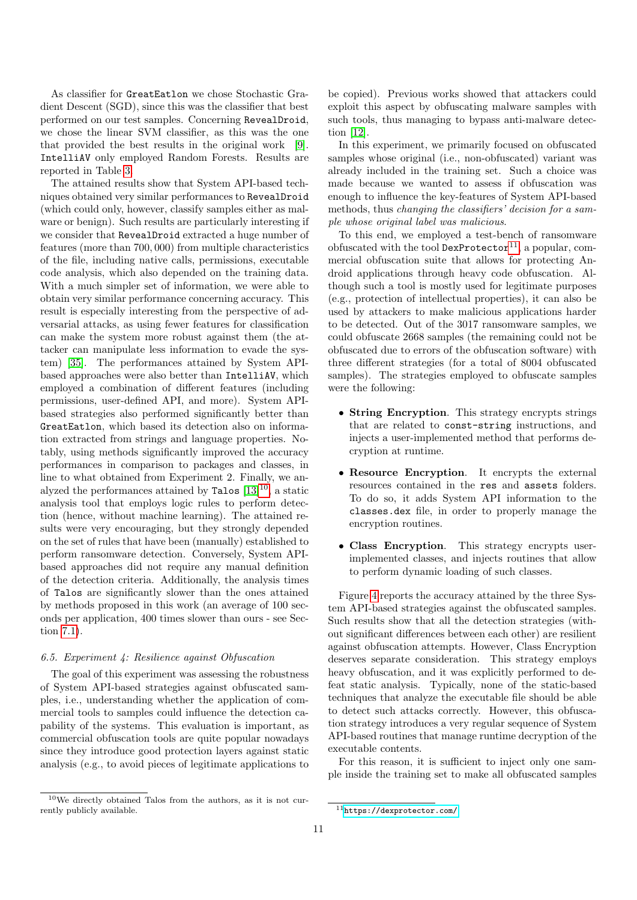As classifier for GreatEatlon we chose Stochastic Gradient Descent (SGD), since this was the classifier that best performed on our test samples. Concerning RevealDroid, we chose the linear SVM classifier, as this was the one that provided the best results in the original work [9]. IntelliAV only employed Random Forests. Results are reported in Table 3.

The attained results show that System API-based techniques obtained very similar performances to RevealDroid (which could only, however, classify samples either as malware or benign). Such results are particularly interesting if we consider that RevealDroid extracted a huge number of features (more than 700,000) from multiple characteristics of the file, including native calls, permissions, executable code analysis, which also depended on the training data. With a much simpler set of information, we were able to obtain very similar performance concerning accuracy. This result is especially interesting from the perspective of adversarial attacks, as using fewer features for classification can make the system more robust against them (the attacker can manipulate less information to evade the system) [35]. The performances attained by System API-based approaches were also better than IntelliAV, which employed a combination of different features (including permissions, user-defined API, and more). System API-based strategies also performed significantly better than GreatEatlon, which based its detection also on information extracted from strings and language properties. Notably, using methods significantly improved the accuracy performances in comparison to packages and classes, in line to what obtained from Experiment 2. Finally, we analyzed the performances attained by Talos [13][10], a static analysis tool that employs logic rules to perform detection (hence, without machine learning). The attained results were very encouraging, but they strongly depended on the set of rules that have been (manually) established to perform ransomware detection. Conversely, System API-based approaches did not require any manual definition of the detection criteria. Additionally, the analysis times of Talos are significantly slower than the ones attained by methods proposed in this work (an average of 100 seconds per application, 400 times slower than ours - see Section 7.1).

### 6.5. Experiment 4: Resilience against Obfuscation

The goal of this experiment was assessing the robustness of System API-based strategies against obfuscated samples, i.e., understanding whether the application of commercial tools to samples could influence the detection capability of the systems. This evaluation is important, as commercial obfuscation tools are quite popular nowadays since they introduce good protection layers against static analysis (e.g., to avoid pieces of legitimate applications to be copied). Previous works showed that attackers could exploit this aspect by obfuscating malware samples with such tools, thus managing to bypass anti-malware detection [12].

In this experiment, we primarily focused on obfuscated samples whose original (i.e., non-obfuscated) variant was already included in the training set. Such a choice was made because we wanted to assess if obfuscation was enough to influence the key-features of System API-based methods, thus *changing the classifiers' decision for a sample whose original label was malicious*.

To this end, we employed a test-bench of ransomware obfuscated with the tool DexProtector[11], a popular, commercial obfuscation suite that allows for protecting Android applications through heavy code obfuscation. Although such a tool is mostly used for legitimate purposes (e.g., protection of intellectual properties), it can also be used by attackers to make malicious applications harder to be detected. Out of the 3017 ransomware samples, we could obfuscate 2668 samples (the remaining could not be obfuscated due to errors of the obfuscation software) with three different strategies (for a total of 8004 obfuscated samples). The strategies employed to obfuscate samples were the following:

- **String Encryption**. This strategy encrypts strings that are related to const-string instructions, and injects a user-implemented method that performs decryption at runtime.
- **Resource Encryption**. It encrypts the external resources contained in the res and assets folders. To do so, it adds System API information to the classes.dex file, in order to properly manage the encryption routines.
- **Class Encryption**. This strategy encrypts user-implemented classes, and injects routines that allow to perform dynamic loading of such classes.

Figure 4 reports the accuracy attained by the three System API-based strategies against the obfuscated samples. Such results show that all the detection strategies (without significant differences between each other) are resilient against obfuscation attempts. However, Class Encryption deserves separate consideration. This strategy employs heavy obfuscation, and it was explicitly performed to defeat static analysis. Typically, none of the static-based techniques that analyze the executable file should be able to detect such attacks correctly. However, this obfuscation strategy introduces a very regular sequence of System API-based routines that manage runtime decryption of the executable contents.

For this reason, it is sufficient to inject only one sample inside the training set to make all obfuscated samples

[10] We directly obtained Talos from the authors, as it is not currently publicly available.

[11] https://dexprotector.com/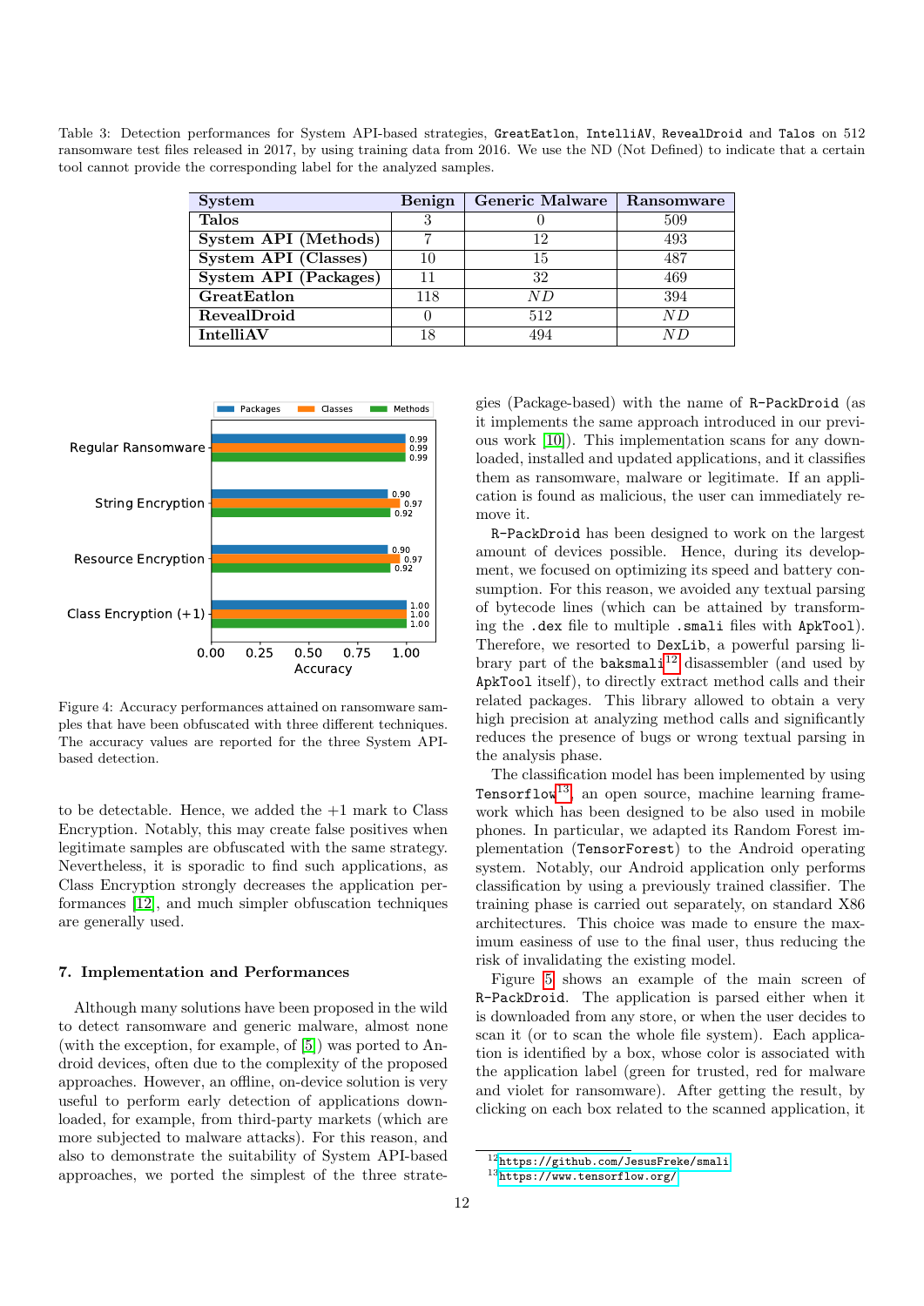Table 3: Detection performances for System API-based strategies, GreatEatlon, IntelliAV, RevealDroid and Talos on 512 ransomware test files released in 2017, by using training data from 2016. We use the ND (Not Defined) to indicate that a certain tool cannot provide the corresponding label for the analyzed samples.

| System | Benign | Generic Malware | Ransomware |
|---|---|---|---|
| **Talos** | 3 | 0 | 509 |
| **System API (Methods)** | 7 | 12 | 493 |
| **System API (Classes)** | 10 | 15 | 487 |
| **System API (Packages)** | 11 | 32 | 469 |
| **GreatEatlon** | 118 | *ND* | 394 |
| **RevealDroid** | 0 | 512 | *ND* |
| **IntelliAV** | 18 | 494 | *ND* |

Figure 4: Accuracy performances attained on ransomware samples that have been obfuscated with three different techniques. The accuracy values are reported for the three System API-based detection.

to be detectable. Hence, we added the +1 mark to Class Encryption. Notably, this may create false positives when legitimate samples are obfuscated with the same strategy. Nevertheless, it is sporadic to find such applications, as Class Encryption strongly decreases the application performances [12], and much simpler obfuscation techniques are generally used.

## 7. Implementation and Performances

Although many solutions have been proposed in the wild to detect ransomware and generic malware, almost none (with the exception, for example, of [5]) was ported to Android devices, often due to the complexity of the proposed approaches. However, an offline, on-device solution is very useful to perform early detection of applications downloaded, for example, from third-party markets (which are more subjected to malware attacks). For this reason, and also to demonstrate the suitability of System API-based approaches, we ported the simplest of the three strategies (Package-based) with the name of `R-PackDroid` (as it implements the same approach introduced in our previous work [10]). This implementation scans for any downloaded, installed and updated applications, and it classifies them as ransomware, malware or legitimate. If an application is found as malicious, the user can immediately remove it.

`R-PackDroid` has been designed to work on the largest amount of devices possible. Hence, during its development, we focused on optimizing its speed and battery consumption. For this reason, we avoided any textual parsing of bytecode lines (which can be attained by transforming the `.dex` file to multiple `.smali` files with `ApkTool`). Therefore, we resorted to `DexLib`, a powerful parsing library part of the `baksmali`[12] disassembler (and used by `ApkTool` itself), to directly extract method calls and their related packages. This library allowed to obtain a very high precision at analyzing method calls and significantly reduces the presence of bugs or wrong textual parsing in the analysis phase.

The classification model has been implemented by using `Tensorflow`[13], an open source, machine learning framework which has been designed to be also used in mobile phones. In particular, we adapted its Random Forest implementation (`TensorForest`) to the Android operating system. Notably, our Android application only performs classification by using a previously trained classifier. The training phase is carried out separately, on standard X86 architectures. This choice was made to ensure the maximum easiness of use to the final user, thus reducing the risk of invalidating the existing model.

Figure 5 shows an example of the main screen of `R-PackDroid`. The application is parsed either when it is downloaded from any store, or when the user decides to scan it (or to scan the whole file system). Each application is identified by a box, whose color is associated with the application label (green for trusted, red for malware and violet for ransomware). After getting the result, by clicking on each box related to the scanned application, it

[12] https://github.com/JesusFreke/smali

[13] https://www.tensorflow.org/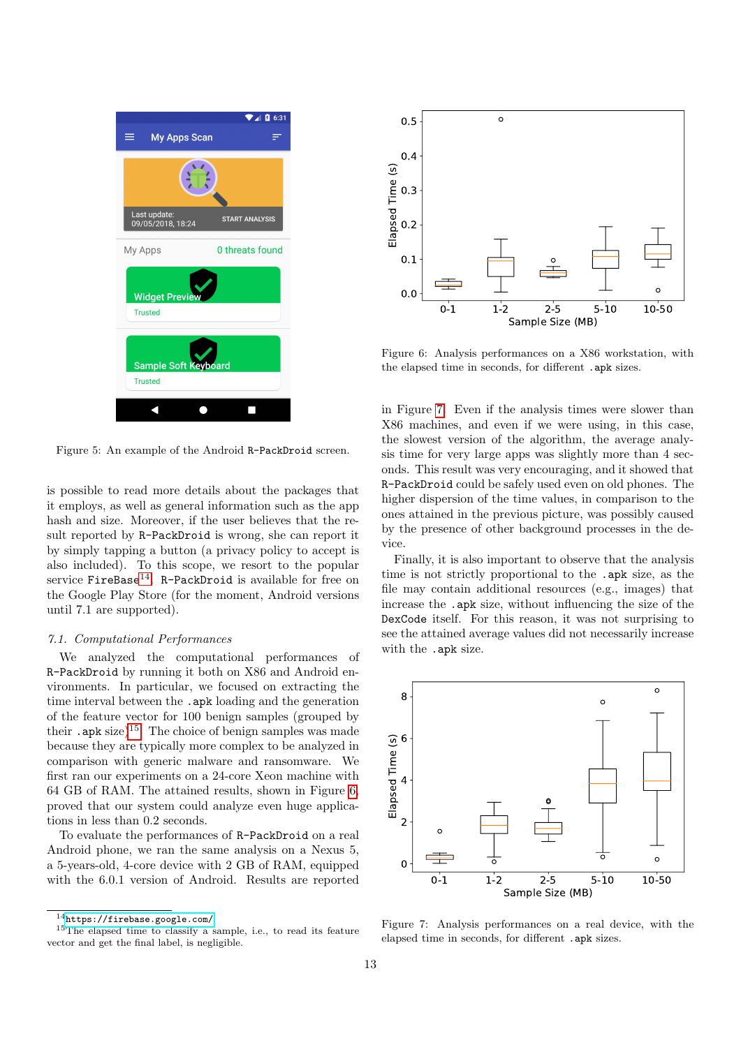Figure 5: An example of the Android R-PackDroid screen.

is possible to read more details about the packages that it employs, as well as general information such as the app hash and size. Moreover, if the user believes that the result reported by R-PackDroid is wrong, she can report it by simply tapping a button (a privacy policy to accept is also included). To this scope, we resort to the popular service FireBase[14]. R-PackDroid is available for free on the Google Play Store (for the moment, Android versions until 7.1 are supported).

### 7.1. Computational Performances

We analyzed the computational performances of R-PackDroid by running it both on X86 and Android environments. In particular, we focused on extracting the time interval between the .apk loading and the generation of the feature vector for 100 benign samples (grouped by their .apk size)[15]. The choice of benign samples was made because they are typically more complex to be analyzed in comparison with generic malware and ransomware. We first ran our experiments on a 24-core Xeon machine with 64 GB of RAM. The attained results, shown in Figure 6, proved that our system could analyze even huge applications in less than 0.2 seconds.

To evaluate the performances of R-PackDroid on a real Android phone, we ran the same analysis on a Nexus 5, a 5-years-old, 4-core device with 2 GB of RAM, equipped with the 6.0.1 version of Android. Results are reported in Figure 7. Even if the analysis times were slower than X86 machines, and even if we were using, in this case, the slowest version of the algorithm, the average analysis time for very large apps was slightly more than 4 seconds. This result was very encouraging, and it showed that R-PackDroid could be safely used even on old phones. The higher dispersion of the time values, in comparison to the ones attained in the previous picture, was possibly caused by the presence of other background processes in the device.

Finally, it is also important to observe that the analysis time is not strictly proportional to the .apk size, as the file may contain additional resources (e.g., images) that increase the .apk size, without influencing the size of the DexCode itself. For this reason, it was not surprising to see the attained average values did not necessarily increase with the .apk size.

Figure 6: Analysis performances on a X86 workstation, with the elapsed time in seconds, for different .apk sizes.

Figure 7: Analysis performances on a real device, with the elapsed time in seconds, for different .apk sizes.

[14] https://firebase.google.com/

[15] The elapsed time to classify a sample, i.e., to read its feature vector and get the final label, is negligible.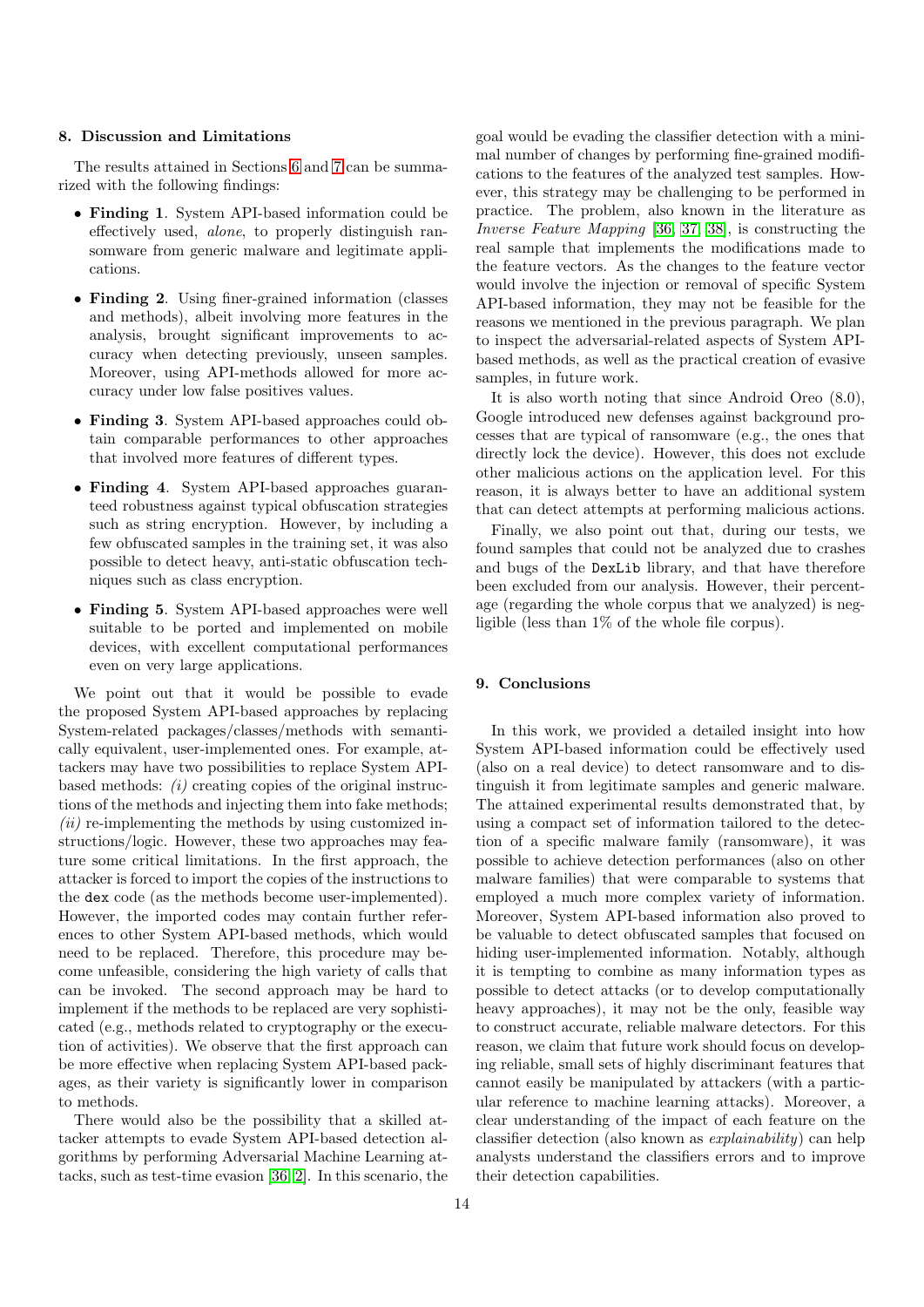## 8. Discussion and Limitations

The results attained in Sections 6 and 7 can be summarized with the following findings:

- **Finding 1**. System API-based information could be effectively used, *alone*, to properly distinguish ransomware from generic malware and legitimate applications.
- **Finding 2**. Using finer-grained information (classes and methods), albeit involving more features in the analysis, brought significant improvements to accuracy when detecting previously, unseen samples. Moreover, using API-methods allowed for more accuracy under low false positives values.
- **Finding 3**. System API-based approaches could obtain comparable performances to other approaches that involved more features of different types.
- **Finding 4**. System API-based approaches guaranteed robustness against typical obfuscation strategies such as string encryption. However, by including a few obfuscated samples in the training set, it was also possible to detect heavy, anti-static obfuscation techniques such as class encryption.
- **Finding 5**. System API-based approaches were well suitable to be ported and implemented on mobile devices, with excellent computational performances even on very large applications.

We point out that it would be possible to evade the proposed System API-based approaches by replacing System-related packages/classes/methods with semantically equivalent, user-implemented ones. For example, attackers may have two possibilities to replace System API-based methods: *(i)* creating copies of the original instructions of the methods and injecting them into fake methods; *(ii)* re-implementing the methods by using customized instructions/logic. However, these two approaches may feature some critical limitations. In the first approach, the attacker is forced to import the copies of the instructions to the `dex` code (as the methods become user-implemented). However, the imported codes may contain further references to other System API-based methods, which would need to be replaced. Therefore, this procedure may become unfeasible, considering the high variety of calls that can be invoked. The second approach may be hard to implement if the methods to be replaced are very sophisticated (e.g., methods related to cryptography or the execution of activities). We observe that the first approach can be more effective when replacing System API-based packages, as their variety is significantly lower in comparison to methods.

There would also be the possibility that a skilled attacker attempts to evade System API-based detection algorithms by performing Adversarial Machine Learning attacks, such as test-time evasion [36, 2]. In this scenario, the goal would be evading the classifier detection with a minimal number of changes by performing fine-grained modifications to the features of the analyzed test samples. However, this strategy may be challenging to be performed in practice. The problem, also known in the literature as *Inverse Feature Mapping* [36, 37, 38], is constructing the real sample that implements the modifications made to the feature vectors. As the changes to the feature vector would involve the injection or removal of specific System API-based information, they may not be feasible for the reasons we mentioned in the previous paragraph. We plan to inspect the adversarial-related aspects of System API-based methods, as well as the practical creation of evasive samples, in future work.

It is also worth noting that since Android Oreo (8.0), Google introduced new defenses against background processes that are typical of ransomware (e.g., the ones that directly lock the device). However, this does not exclude other malicious actions on the application level. For this reason, it is always better to have an additional system that can detect attempts at performing malicious actions.

Finally, we also point out that, during our tests, we found samples that could not be analyzed due to crashes and bugs of the `DexLib` library, and that have therefore been excluded from our analysis. However, their percentage (regarding the whole corpus that we analyzed) is negligible (less than 1% of the whole file corpus).

## 9. Conclusions

In this work, we provided a detailed insight into how System API-based information could be effectively used (also on a real device) to detect ransomware and to distinguish it from legitimate samples and generic malware. The attained experimental results demonstrated that, by using a compact set of information tailored to the detection of a specific malware family (ransomware), it was possible to achieve detection performances (also on other malware families) that were comparable to systems that employed a much more complex variety of information. Moreover, System API-based information also proved to be valuable to detect obfuscated samples that focused on hiding user-implemented information. Notably, although it is tempting to combine as many information types as possible to detect attacks (or to develop computationally heavy approaches), it may not be the only, feasible way to construct accurate, reliable malware detectors. For this reason, we claim that future work should focus on developing reliable, small sets of highly discriminant features that cannot easily be manipulated by attackers (with a particular reference to machine learning attacks). Moreover, a clear understanding of the impact of each feature on the classifier detection (also known as *explainability*) can help analysts understand the classifiers errors and to improve their detection capabilities.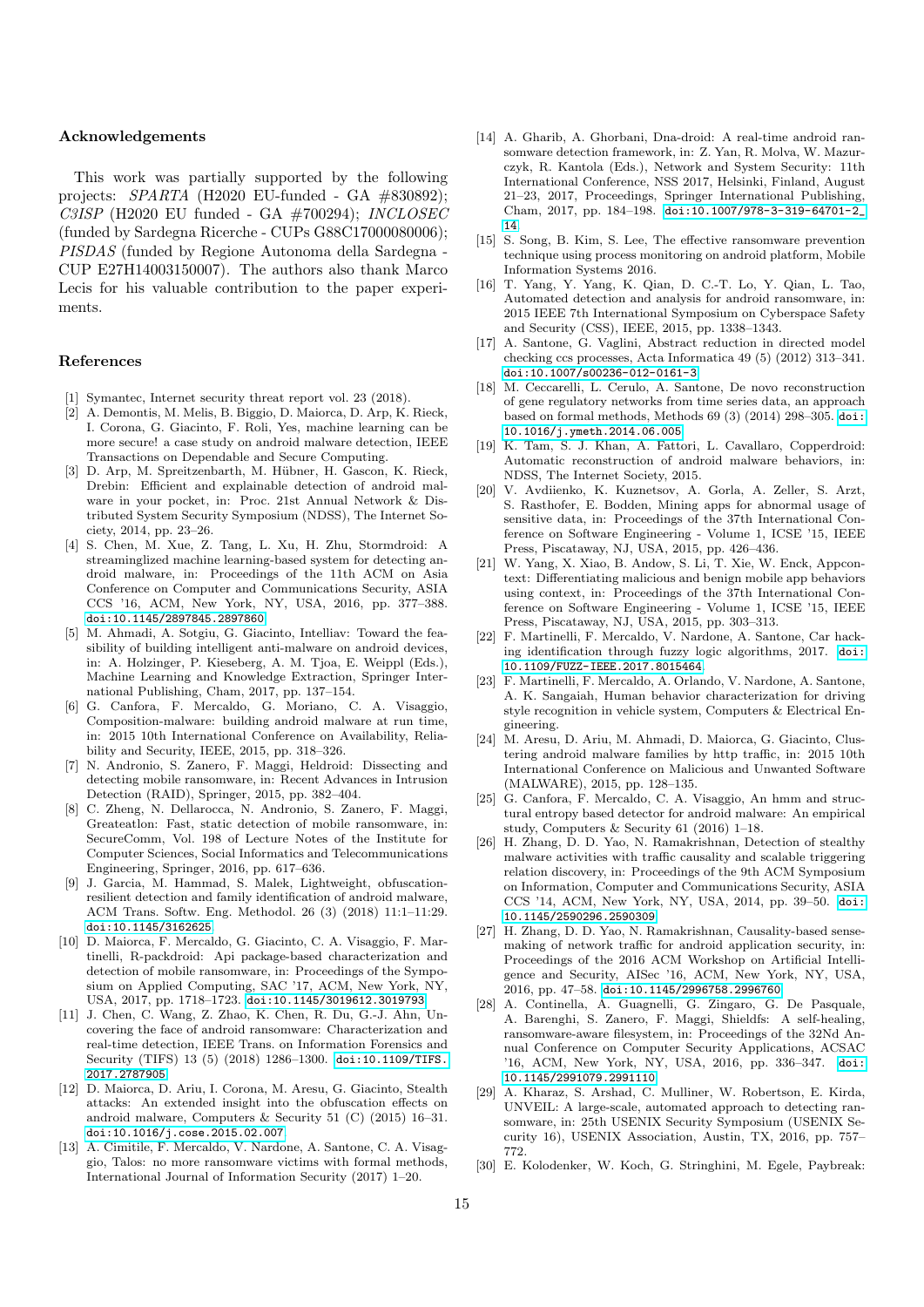## Acknowledgements

This work was partially supported by the following projects: *SPARTA* (H2020 EU-funded - GA #830892); *C3ISP* (H2020 EU funded - GA #700294); *INCLOSEC* (funded by Sardegna Ricerche - CUPs G88C17000080006); *PISDAS* (funded by Regione Autonoma della Sardegna - CUP E27H14003150007). The authors also thank Marco Lecis for his valuable contribution to the paper experiments.

## References

[1] Symantec, Internet security threat report vol. 23 (2018).

[2] A. Demontis, M. Melis, B. Biggio, D. Maiorca, D. Arp, K. Rieck, I. Corona, G. Giacinto, F. Roli, Yes, machine learning can be more secure! a case study on android malware detection, IEEE Transactions on Dependable and Secure Computing.

[3] D. Arp, M. Spreitzenbarth, M. Hübner, H. Gascon, K. Rieck, Drebin: Efficient and explainable detection of android malware in your pocket, in: Proc. 21st Annual Network & Distributed System Security Symposium (NDSS), The Internet Society, 2014, pp. 23–26.

[4] S. Chen, M. Xue, Z. Tang, L. Xu, H. Zhu, Stormdroid: A streaminglized machine learning-based system for detecting android malware, in: Proceedings of the 11th ACM on Asia Conference on Computer and Communications Security, ASIA CCS '16, ACM, New York, NY, USA, 2016, pp. 377–388. doi:10.1145/2897845.2897860.

[5] M. Ahmadi, A. Sotgiu, G. Giacinto, Intelliav: Toward the feasibility of building intelligent anti-malware on android devices, in: A. Holzinger, P. Kieseberg, A. M. Tjoa, E. Weippl (Eds.), Machine Learning and Knowledge Extraction, Springer International Publishing, Cham, 2017, pp. 137–154.

[6] G. Canfora, F. Mercaldo, G. Moriano, C. A. Visaggio, Composition-malware: building android malware at run time, in: 2015 10th International Conference on Availability, Reliability and Security, IEEE, 2015, pp. 318–326.

[7] N. Andronio, S. Zanero, F. Maggi, Heldroid: Dissecting and detecting mobile ransomware, in: Recent Advances in Intrusion Detection (RAID), Springer, 2015, pp. 382–404.

[8] C. Zheng, N. Dellarocca, N. Andronio, S. Zanero, F. Maggi, Greateatlon: Fast, static detection of mobile ransomware, in: SecureComm, Vol. 198 of Lecture Notes of the Institute for Computer Sciences, Social Informatics and Telecommunications Engineering, Springer, 2016, pp. 617–636.

[9] J. Garcia, M. Hammad, S. Malek, Lightweight, obfuscation-resilient detection and family identification of android malware, ACM Trans. Softw. Eng. Methodol. 26 (3) (2018) 11:1–11:29. doi:10.1145/3162625.

[10] D. Maiorca, F. Mercaldo, G. Giacinto, C. A. Visaggio, F. Martinelli, R-packdroid: Api package-based characterization and detection of mobile ransomware, in: Proceedings of the Symposium on Applied Computing, SAC '17, ACM, New York, NY, USA, 2017, pp. 1718–1723. doi:10.1145/3019612.3019793.

[11] J. Chen, C. Wang, Z. Zhao, K. Chen, R. Du, G.-J. Ahn, Uncovering the face of android ransomware: Characterization and real-time detection, IEEE Trans. on Information Forensics and Security (TIFS) 13 (5) (2018) 1286–1300. doi:10.1109/TIFS.2017.2787905.

[12] D. Maiorca, D. Ariu, I. Corona, M. Aresu, G. Giacinto, Stealth attacks: An extended insight into the obfuscation effects on android malware, Computers & Security 51 (C) (2015) 16–31. doi:10.1016/j.cose.2015.02.007.

[13] A. Cimitile, F. Mercaldo, V. Nardone, A. Santone, C. A. Visaggio, Talos: no more ransomware victims with formal methods, International Journal of Information Security (2017) 1–20.

[14] A. Gharib, A. Ghorbani, Dna-droid: A real-time android ransomware detection framework, in: Z. Yan, R. Molva, W. Mazurczyk, R. Kantola (Eds.), Network and System Security: 11th International Conference, NSS 2017, Helsinki, Finland, August 21–23, 2017, Proceedings, Springer International Publishing, Cham, 2017, pp. 184–198. doi:10.1007/978-3-319-64701-2_14.

[15] S. Song, B. Kim, S. Lee, The effective ransomware prevention technique using process monitoring on android platform, Mobile Information Systems 2016.

[16] T. Yang, Y. Yang, K. Qian, D. C.-T. Lo, Y. Qian, L. Tao, Automated detection and analysis for android ransomware, in: 2015 IEEE 7th International Symposium on Cyberspace Safety and Security (CSS), IEEE, 2015, pp. 1338–1343.

[17] A. Santone, G. Vaglini, Abstract reduction in directed model checking ccs processes, Acta Informatica 49 (5) (2012) 313–341. doi:10.1007/s00236-012-0161-3.

[18] M. Ceccarelli, L. Cerulo, A. Santone, De novo reconstruction of gene regulatory networks from time series data, an approach based on formal methods, Methods 69 (3) (2014) 298–305. doi:10.1016/j.ymeth.2014.06.005.

[19] K. Tam, S. J. Khan, A. Fattori, L. Cavallaro, Copperdroid: Automatic reconstruction of android malware behaviors, in: NDSS, The Internet Society, 2015.

[20] V. Avdiienko, K. Kuznetsov, A. Gorla, A. Zeller, S. Arzt, S. Rasthofer, E. Bodden, Mining apps for abnormal usage of sensitive data, in: Proceedings of the 37th International Conference on Software Engineering - Volume 1, ICSE '15, IEEE Press, Piscataway, NJ, USA, 2015, pp. 426–436.

[21] W. Yang, X. Xiao, B. Andow, S. Li, T. Xie, W. Enck, Appcontext: Differentiating malicious and benign mobile app behaviors using context, in: Proceedings of the 37th International Conference on Software Engineering - Volume 1, ICSE '15, IEEE Press, Piscataway, NJ, USA, 2015, pp. 303–313.

[22] F. Martinelli, F. Mercaldo, V. Nardone, A. Santone, Car hacking identification through fuzzy logic algorithms, 2017. doi:10.1109/FUZZ-IEEE.2017.8015464.

[23] F. Martinelli, F. Mercaldo, A. Orlando, V. Nardone, A. Santone, A. K. Sangaiah, Human behavior characterization for driving style recognition in vehicle system, Computers & Electrical Engineering.

[24] M. Aresu, D. Ariu, M. Ahmadi, D. Maiorca, G. Giacinto, Clustering android malware families by http traffic, in: 2015 10th International Conference on Malicious and Unwanted Software (MALWARE), 2015, pp. 128–135.

[25] G. Canfora, F. Mercaldo, C. A. Visaggio, An hmm and structural entropy based detector for android malware: An empirical study, Computers & Security 61 (2016) 1–18.

[26] H. Zhang, D. D. Yao, N. Ramakrishnan, Detection of stealthy malware activities with traffic causality and scalable triggering relation discovery, in: Proceedings of the 9th ACM Symposium on Information, Computer and Communications Security, ASIA CCS '14, ACM, New York, NY, USA, 2014, pp. 39–50. doi:10.1145/2590296.2590309.

[27] H. Zhang, D. D. Yao, N. Ramakrishnan, Causality-based sensemaking of network traffic for android application security, in: Proceedings of the 2016 ACM Workshop on Artificial Intelligence and Security, AISec '16, ACM, New York, NY, USA, 2016, pp. 47–58. doi:10.1145/2996758.2996760.

[28] A. Continella, A. Guagnelli, G. Zingaro, G. De Pasquale, A. Barenghi, S. Zanero, F. Maggi, Shieldfs: A self-healing, ransomware-aware filesystem, in: Proceedings of the 32Nd Annual Conference on Computer Security Applications, ACSAC '16, ACM, New York, NY, USA, 2016, pp. 336–347. doi:10.1145/2991079.2991110.

[29] A. Kharaz, S. Arshad, C. Mulliner, W. Robertson, E. Kirda, UNVEIL: A large-scale, automated approach to detecting ransomware, in: 25th USENIX Security Symposium (USENIX Security 16), USENIX Association, Austin, TX, 2016, pp. 757–772.

[30] E. Kolodenker, W. Koch, G. Stringhini, M. Egele, Paybreak: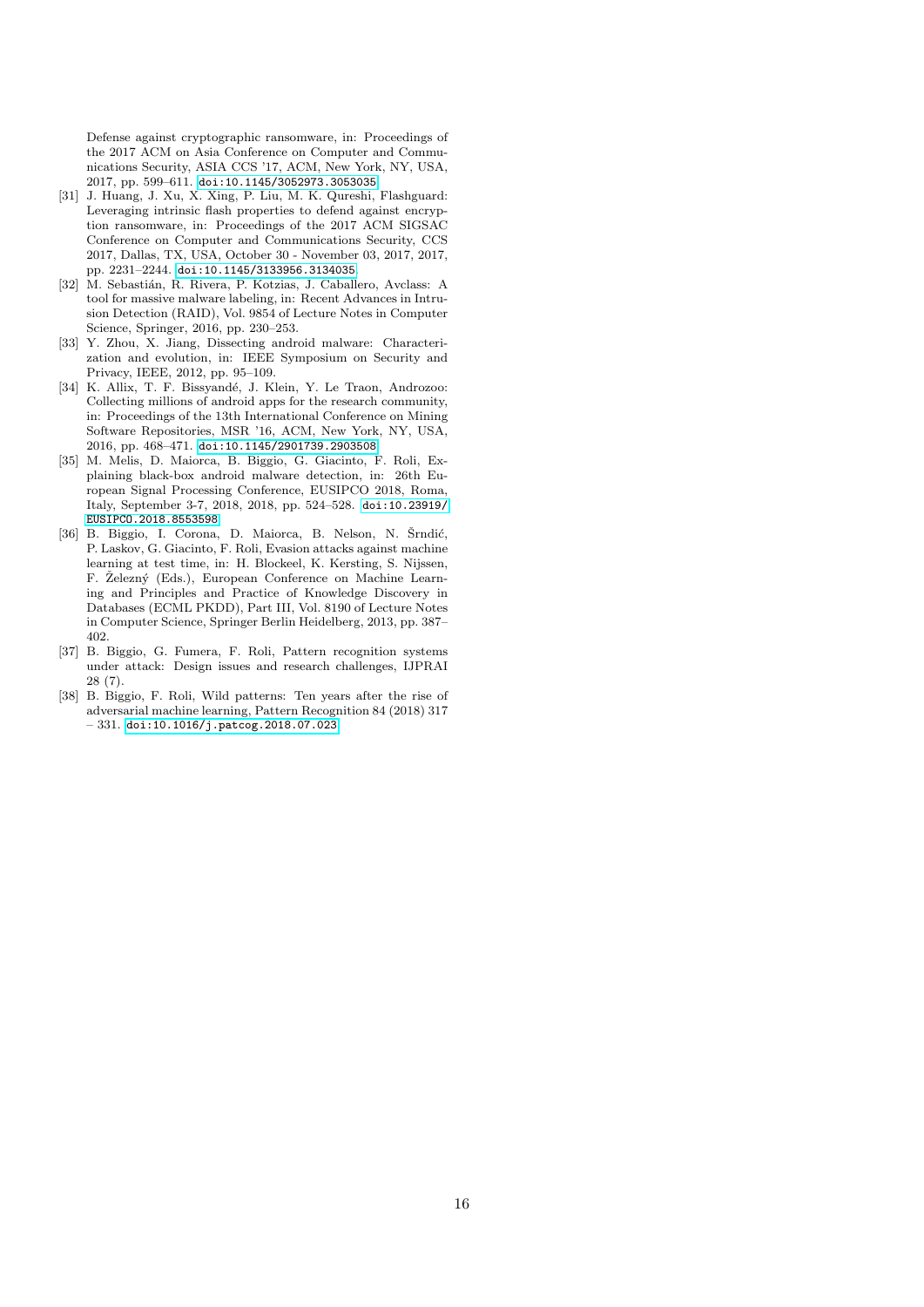Defense against cryptographic ransomware, in: Proceedings of the 2017 ACM on Asia Conference on Computer and Communications Security, ASIA CCS '17, ACM, New York, NY, USA, 2017, pp. 599–611. doi:10.1145/3052973.3053035.

[31] J. Huang, J. Xu, X. Xing, P. Liu, M. K. Qureshi, Flashguard: Leveraging intrinsic flash properties to defend against encryption ransomware, in: Proceedings of the 2017 ACM SIGSAC Conference on Computer and Communications Security, CCS 2017, Dallas, TX, USA, October 30 - November 03, 2017, 2017, pp. 2231–2244. doi:10.1145/3133956.3134035.

[32] M. Sebastián, R. Rivera, P. Kotzias, J. Caballero, Avclass: A tool for massive malware labeling, in: Recent Advances in Intrusion Detection (RAID), Vol. 9854 of Lecture Notes in Computer Science, Springer, 2016, pp. 230–253.

[33] Y. Zhou, X. Jiang, Dissecting android malware: Characterization and evolution, in: IEEE Symposium on Security and Privacy, IEEE, 2012, pp. 95–109.

[34] K. Allix, T. F. Bissyandé, J. Klein, Y. Le Traon, Androzoo: Collecting millions of android apps for the research community, in: Proceedings of the 13th International Conference on Mining Software Repositories, MSR '16, ACM, New York, NY, USA, 2016, pp. 468–471. doi:10.1145/2901739.2903508.

[35] M. Melis, D. Maiorca, B. Biggio, G. Giacinto, F. Roli, Explaining black-box android malware detection, in: 26th European Signal Processing Conference, EUSIPCO 2018, Roma, Italy, September 3-7, 2018, 2018, pp. 524–528. doi:10.23919/EUSIPCO.2018.8553598.

[36] B. Biggio, I. Corona, D. Maiorca, B. Nelson, N. Šrndić, P. Laskov, G. Giacinto, F. Roli, Evasion attacks against machine learning at test time, in: H. Blockeel, K. Kersting, S. Nijssen, F. Železný (Eds.), European Conference on Machine Learning and Principles and Practice of Knowledge Discovery in Databases (ECML PKDD), Part III, Vol. 8190 of Lecture Notes in Computer Science, Springer Berlin Heidelberg, 2013, pp. 387–402.

[37] B. Biggio, G. Fumera, F. Roli, Pattern recognition systems under attack: Design issues and research challenges, IJPRAI 28 (7).

[38] B. Biggio, F. Roli, Wild patterns: Ten years after the rise of adversarial machine learning, Pattern Recognition 84 (2018) 317 – 331. doi:10.1016/j.patcog.2018.07.023.